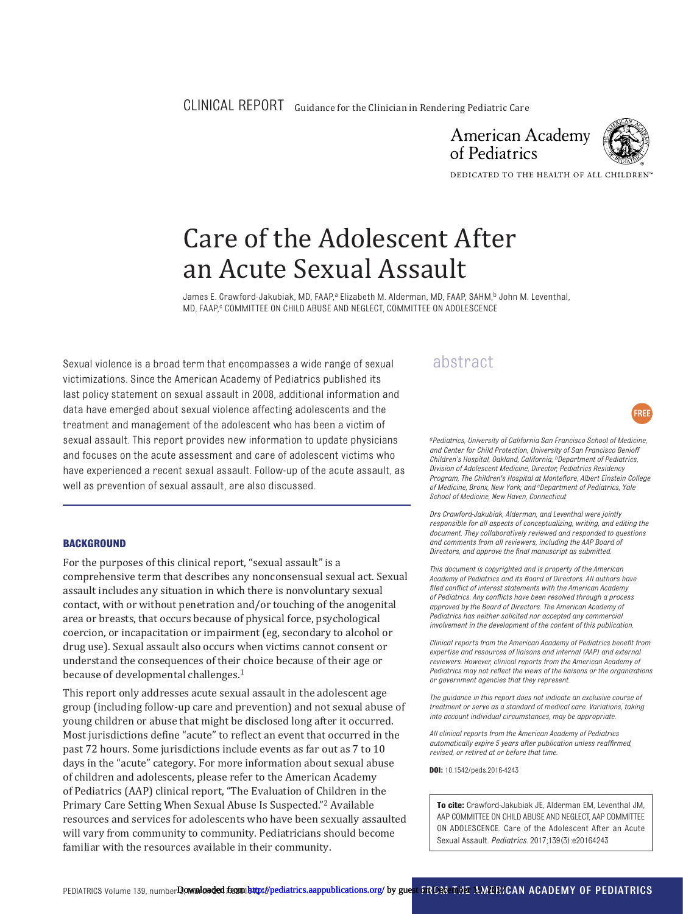CLINICAL REPORT Guidance for the Clinician in Rendering Pediatric Care

American Academy of Pediatrics

DEDICATED TO THE HEALTH OF ALL CHILDREN™

# Care of the Adolescent After an Acute Sexual Assault

James E. Crawford-Jakubiak, MD, FAAP,[a] Elizabeth M. Alderman, MD, FAAP, SAHM,[b] John M. Leventhal, MD, FAAP,[c] COMMITTEE ON CHILD ABUSE AND NEGLECT, COMMITTEE ON ADOLESCENCE

## abstract

Sexual violence is a broad term that encompasses a wide range of sexual victimizations. Since the American Academy of Pediatrics published its last policy statement on sexual assault in 2008, additional information and data have emerged about sexual violence affecting adolescents and the treatment and management of the adolescent who has been a victim of sexual assault. This report provides new information to update physicians and focuses on the acute assessment and care of adolescent victims who have experienced a recent sexual assault. Follow-up of the acute assault, as well as prevention of sexual assault, are also discussed.

## BACKGROUND

For the purposes of this clinical report, "sexual assault" is a comprehensive term that describes any nonconsensual sexual act. Sexual assault includes any situation in which there is nonvoluntary sexual contact, with or without penetration and/or touching of the anogenital area or breasts, that occurs because of physical force, psychological coercion, or incapacitation or impairment (eg, secondary to alcohol or drug use). Sexual assault also occurs when victims cannot consent or understand the consequences of their choice because of their age or because of developmental challenges.[1]

This report only addresses acute sexual assault in the adolescent age group (including follow-up care and prevention) and not sexual abuse of young children or abuse that might be disclosed long after it occurred. Most jurisdictions define "acute" to reflect an event that occurred in the past 72 hours. Some jurisdictions include events as far out as 7 to 10 days in the "acute" category. For more information about sexual abuse of children and adolescents, please refer to the American Academy of Pediatrics (AAP) clinical report, "The Evaluation of Children in the Primary Care Setting When Sexual Abuse Is Suspected."[2] Available resources and services for adolescents who have been sexually assaulted will vary from community to community. Pediatricians should become familiar with the resources available in their community.

FREE

*[a]Pediatrics, University of California San Francisco School of Medicine, and Center for Child Protection, University of San Francisco Benioff Children's Hospital, Oakland, California; [b]Department of Pediatrics, Division of Adolescent Medicine, Director, Pediatrics Residency Program, The Children's Hospital at Montefiore, Albert Einstein College of Medicine, Bronx, New York; and [c]Department of Pediatrics, Yale School of Medicine, New Haven, Connecticut*

*Drs Crawford-Jakubiak, Alderman, and Leventhal were jointly responsible for all aspects of conceptualizing, writing, and editing the document. They collaboratively reviewed and responded to questions and comments from all reviewers, including the AAP Board of Directors, and approve the final manuscript as submitted.*

*This document is copyrighted and is property of the American Academy of Pediatrics and its Board of Directors. All authors have filed conflict of interest statements with the American Academy of Pediatrics. Any conflicts have been resolved through a process approved by the Board of Directors. The American Academy of Pediatrics has neither solicited nor accepted any commercial involvement in the development of the content of this publication.*

*Clinical reports from the American Academy of Pediatrics benefit from expertise and resources of liaisons and internal (AAP) and external reviewers. However, clinical reports from the American Academy of Pediatrics may not reflect the views of the liaisons or the organizations or government agencies that they represent.*

*The guidance in this report does not indicate an exclusive course of treatment or serve as a standard of medical care. Variations, taking into account individual circumstances, may be appropriate.*

*All clinical reports from the American Academy of Pediatrics automatically expire 5 years after publication unless reaffirmed, revised, or retired at or before that time.*

**DOI:** 10.1542/peds.2016-4243

**To cite:** Crawford-Jakubiak JE, Alderman EM, Leventhal JM, AAP COMMITTEE ON CHILD ABUSE AND NEGLECT, AAP COMMITTEE ON ADOLESCENCE. Care of the Adolescent After an Acute Sexual Assault. *Pediatrics.* 2017;139(3):e20164243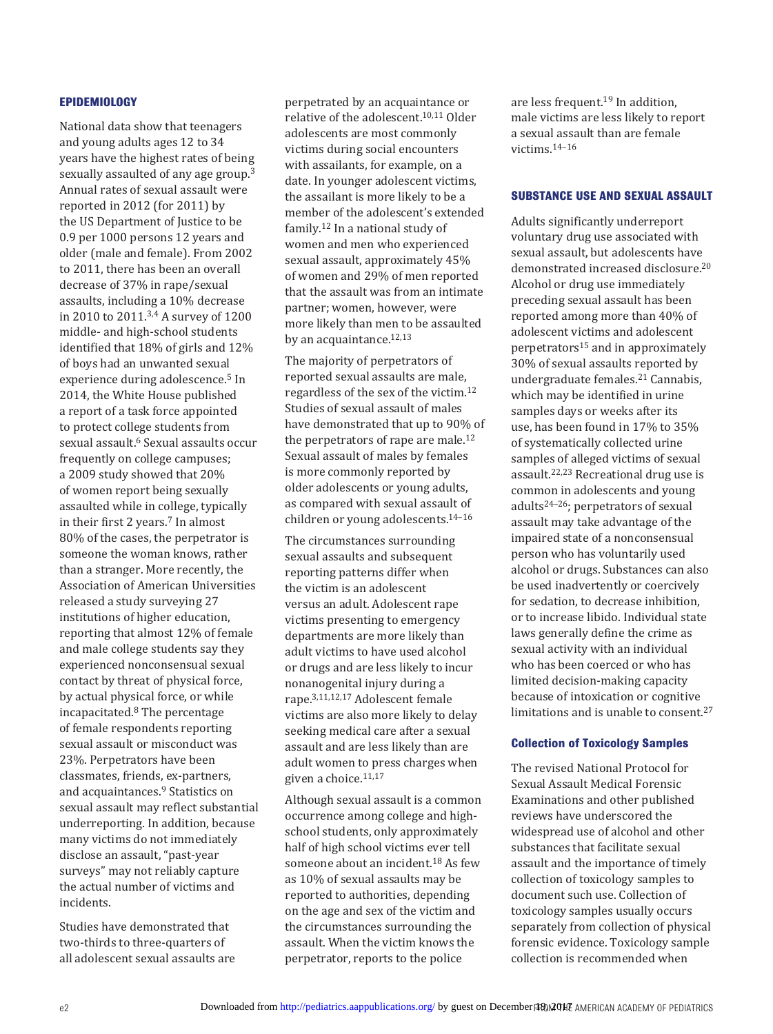## EPIDEMIOLOGY

National data show that teenagers and young adults ages 12 to 34 years have the highest rates of being sexually assaulted of any age group.[3] Annual rates of sexual assault were reported in 2012 (for 2011) by the US Department of Justice to be 0.9 per 1000 persons 12 years and older (male and female). From 2002 to 2011, there has been an overall decrease of 37% in rape/sexual assaults, including a 10% decrease in 2010 to 2011.[3,4] A survey of 1200 middle- and high-school students identified that 18% of girls and 12% of boys had an unwanted sexual experience during adolescence.[5] In 2014, the White House published a report of a task force appointed to protect college students from sexual assault.[6] Sexual assaults occur frequently on college campuses; a 2009 study showed that 20% of women report being sexually assaulted while in college, typically in their first 2 years.[7] In almost 80% of the cases, the perpetrator is someone the woman knows, rather than a stranger. More recently, the Association of American Universities released a study surveying 27 institutions of higher education, reporting that almost 12% of female and male college students say they experienced nonconsensual sexual contact by threat of physical force, by actual physical force, or while incapacitated.[8] The percentage of female respondents reporting sexual assault or misconduct was 23%. Perpetrators have been classmates, friends, ex-partners, and acquaintances.[9] Statistics on sexual assault may reflect substantial underreporting. In addition, because many victims do not immediately disclose an assault, "past-year surveys" may not reliably capture the actual number of victims and incidents.

Studies have demonstrated that two-thirds to three-quarters of all adolescent sexual assaults are perpetrated by an acquaintance or relative of the adolescent.[10,11] Older adolescents are most commonly victims during social encounters with assailants, for example, on a date. In younger adolescent victims, the assailant is more likely to be a member of the adolescent's extended family.[12] In a national study of women and men who experienced sexual assault, approximately 45% of women and 29% of men reported that the assault was from an intimate partner; women, however, were more likely than men to be assaulted by an acquaintance.[12,13]

The majority of perpetrators of reported sexual assaults are male, regardless of the sex of the victim.[12] Studies of sexual assault of males have demonstrated that up to 90% of the perpetrators of rape are male.[12] Sexual assault of males by females is more commonly reported by older adolescents or young adults, as compared with sexual assault of children or young adolescents.[14–16]

The circumstances surrounding sexual assaults and subsequent reporting patterns differ when the victim is an adolescent versus an adult. Adolescent rape victims presenting to emergency departments are more likely than adult victims to have used alcohol or drugs and are less likely to incur nonanogenital injury during a rape.[3,11,12,17] Adolescent female victims are also more likely to delay seeking medical care after a sexual assault and are less likely than are adult women to press charges when given a choice.[11,17]

Although sexual assault is a common occurrence among college and high-school students, only approximately half of high school victims ever tell someone about an incident.[18] As few as 10% of sexual assaults may be reported to authorities, depending on the age and sex of the victim and the circumstances surrounding the assault. When the victim knows the perpetrator, reports to the police are less frequent.[19] In addition, male victims are less likely to report a sexual assault than are female victims.[14–16]

## SUBSTANCE USE AND SEXUAL ASSAULT

Adults significantly underreport voluntary drug use associated with sexual assault, but adolescents have demonstrated increased disclosure.[20] Alcohol or drug use immediately preceding sexual assault has been reported among more than 40% of adolescent victims and adolescent perpetrators[15] and in approximately 30% of sexual assaults reported by undergraduate females.[21] Cannabis, which may be identified in urine samples days or weeks after its use, has been found in 17% to 35% of systematically collected urine samples of alleged victims of sexual assault.[22,23] Recreational drug use is common in adolescents and young adults[24–26]; perpetrators of sexual assault may take advantage of the impaired state of a nonconsensual person who has voluntarily used alcohol or drugs. Substances can also be used inadvertently or coercively for sedation, to decrease inhibition, or to increase libido. Individual state laws generally define the crime as sexual activity with an individual who has been coerced or who has limited decision-making capacity because of intoxication or cognitive limitations and is unable to consent.[27]

### Collection of Toxicology Samples

The revised National Protocol for Sexual Assault Medical Forensic Examinations and other published reviews have underscored the widespread use of alcohol and other substances that facilitate sexual assault and the importance of timely collection of toxicology samples to document such use. Collection of toxicology samples usually occurs separately from collection of physical forensic evidence. Toxicology sample collection is recommended when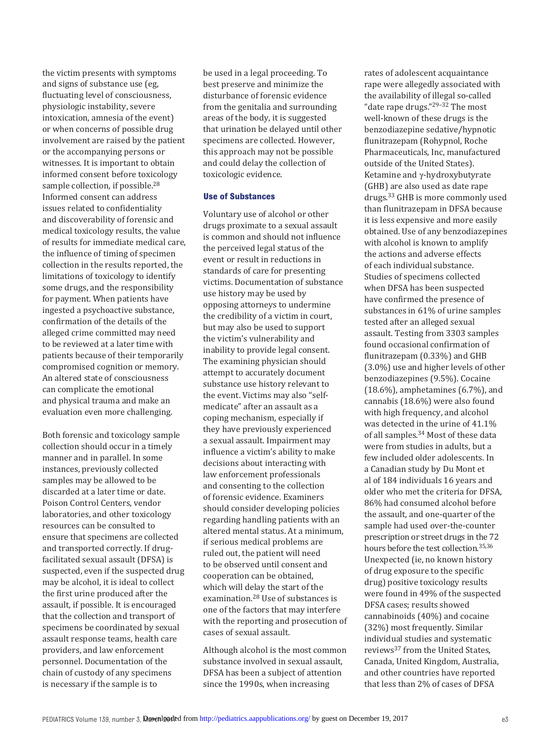the victim presents with symptoms and signs of substance use (eg, fluctuating level of consciousness, physiologic instability, severe intoxication, amnesia of the event) or when concerns of possible drug involvement are raised by the patient or the accompanying persons or witnesses. It is important to obtain informed consent before toxicology sample collection, if possible.[28] Informed consent can address issues related to confidentiality and discoverability of forensic and medical toxicology results, the value of results for immediate medical care, the influence of timing of specimen collection in the results reported, the limitations of toxicology to identify some drugs, and the responsibility for payment. When patients have ingested a psychoactive substance, confirmation of the details of the alleged crime committed may need to be reviewed at a later time with patients because of their temporarily compromised cognition or memory. An altered state of consciousness can complicate the emotional and physical trauma and make an evaluation even more challenging.

Both forensic and toxicology sample collection should occur in a timely manner and in parallel. In some instances, previously collected samples may be allowed to be discarded at a later time or date. Poison Control Centers, vendor laboratories, and other toxicology resources can be consulted to ensure that specimens are collected and transported correctly. If drug-facilitated sexual assault (DFSA) is suspected, even if the suspected drug may be alcohol, it is ideal to collect the first urine produced after the assault, if possible. It is encouraged that the collection and transport of specimens be coordinated by sexual assault response teams, health care providers, and law enforcement personnel. Documentation of the chain of custody of any specimens is necessary if the sample is to be used in a legal proceeding. To best preserve and minimize the disturbance of forensic evidence from the genitalia and surrounding areas of the body, it is suggested that urination be delayed until other specimens are collected. However, this approach may not be possible and could delay the collection of toxicologic evidence.

### Use of Substances

Voluntary use of alcohol or other drugs proximate to a sexual assault is common and should not influence the perceived legal status of the event or result in reductions in standards of care for presenting victims. Documentation of substance use history may be used by opposing attorneys to undermine the credibility of a victim in court, but may also be used to support the victim's vulnerability and inability to provide legal consent. The examining physician should attempt to accurately document substance use history relevant to the event. Victims may also "self-medicate" after an assault as a coping mechanism, especially if they have previously experienced a sexual assault. Impairment may influence a victim's ability to make decisions about interacting with law enforcement professionals and consenting to the collection of forensic evidence. Examiners should consider developing policies regarding handling patients with an altered mental status. At a minimum, if serious medical problems are ruled out, the patient will need to be observed until consent and cooperation can be obtained, which will delay the start of the examination.[28] Use of substances is one of the factors that may interfere with the reporting and prosecution of cases of sexual assault.

Although alcohol is the most common substance involved in sexual assault, DFSA has been a subject of attention since the 1990s, when increasing rates of adolescent acquaintance rape were allegedly associated with the availability of illegal so-called "date rape drugs."[29–32] The most well-known of these drugs is the benzodiazepine sedative/hypnotic flunitrazepam (Rohypnol, Roche Pharmaceuticals, Inc, manufactured outside of the United States). Ketamine and γ-hydroxybutyrate (GHB) are also used as date rape drugs.[33] GHB is more commonly used than flunitrazepam in DFSA because it is less expensive and more easily obtained. Use of any benzodiazepines with alcohol is known to amplify the actions and adverse effects of each individual substance. Studies of specimens collected when DFSA has been suspected have confirmed the presence of substances in 61% of urine samples tested after an alleged sexual assault. Testing from 3303 samples found occasional confirmation of flunitrazepam (0.33%) and GHB (3.0%) use and higher levels of other benzodiazepines (9.5%). Cocaine (18.6%), amphetamines (6.7%), and cannabis (18.6%) were also found with high frequency, and alcohol was detected in the urine of 41.1% of all samples.[34] Most of these data were from studies in adults, but a few included older adolescents. In a Canadian study by Du Mont et al of 184 individuals 16 years and older who met the criteria for DFSA, 86% had consumed alcohol before the assault, and one-quarter of the sample had used over-the-counter prescription or street drugs in the 72 hours before the test collection.[35,36] Unexpected (ie, no known history of drug exposure to the specific drug) positive toxicology results were found in 49% of the suspected DFSA cases; results showed cannabinoids (40%) and cocaine (32%) most frequently. Similar individual studies and systematic reviews[37] from the United States, Canada, United Kingdom, Australia, and other countries have reported that less than 2% of cases of DFSA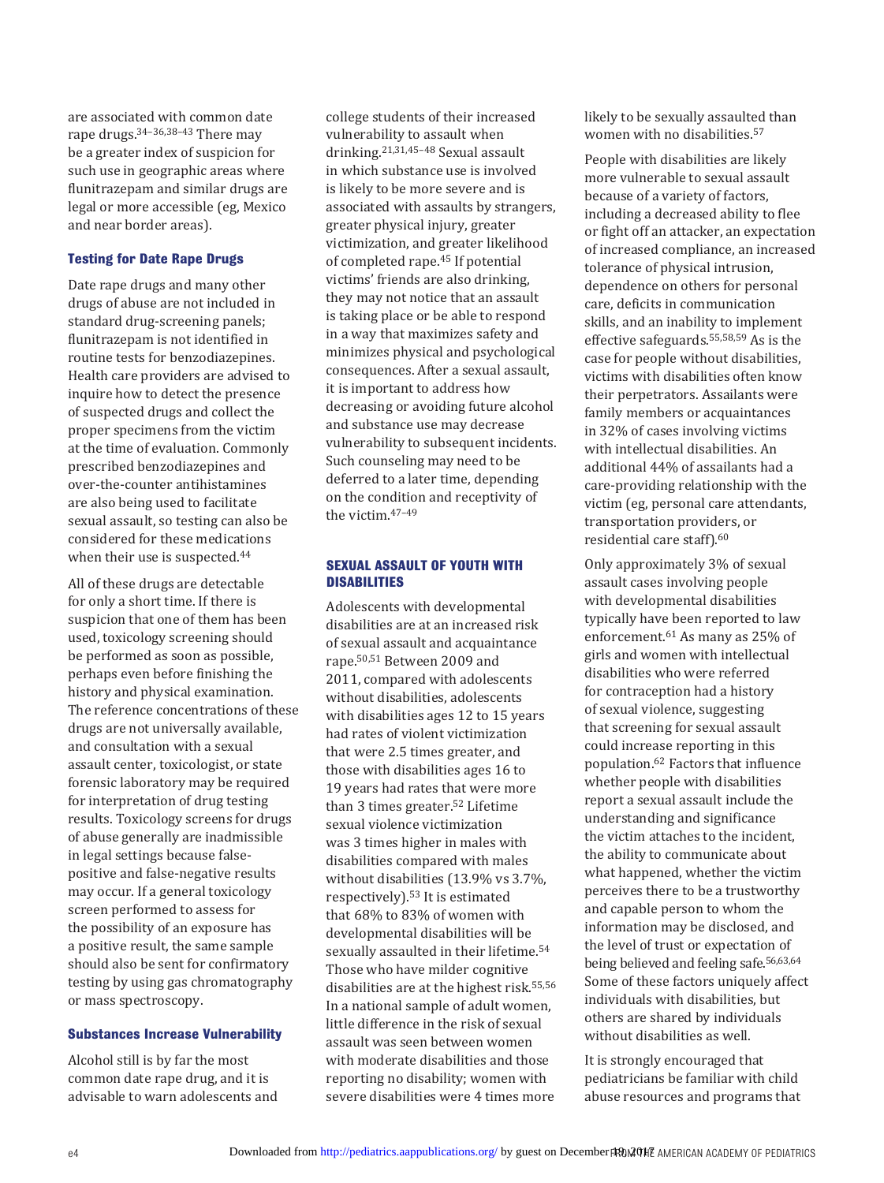are associated with common date rape drugs.[34–36,38–43] There may be a greater index of suspicion for such use in geographic areas where flunitrazepam and similar drugs are legal or more accessible (eg, Mexico and near border areas).

### Testing for Date Rape Drugs

Date rape drugs and many other drugs of abuse are not included in standard drug-screening panels; flunitrazepam is not identified in routine tests for benzodiazepines. Health care providers are advised to inquire how to detect the presence of suspected drugs and collect the proper specimens from the victim at the time of evaluation. Commonly prescribed benzodiazepines and over-the-counter antihistamines are also being used to facilitate sexual assault, so testing can also be considered for these medications when their use is suspected.[44]

All of these drugs are detectable for only a short time. If there is suspicion that one of them has been used, toxicology screening should be performed as soon as possible, perhaps even before finishing the history and physical examination. The reference concentrations of these drugs are not universally available, and consultation with a sexual assault center, toxicologist, or state forensic laboratory may be required for interpretation of drug testing results. Toxicology screens for drugs of abuse generally are inadmissible in legal settings because false-positive and false-negative results may occur. If a general toxicology screen performed to assess for the possibility of an exposure has a positive result, the same sample should also be sent for confirmatory testing by using gas chromatography or mass spectroscopy.

### Substances Increase Vulnerability

Alcohol still is by far the most common date rape drug, and it is advisable to warn adolescents and college students of their increased vulnerability to assault when drinking.[21,31,45–48] Sexual assault in which substance use is involved is likely to be more severe and is associated with assaults by strangers, greater physical injury, greater victimization, and greater likelihood of completed rape.[45] If potential victims' friends are also drinking, they may not notice that an assault is taking place or be able to respond in a way that maximizes safety and minimizes physical and psychological consequences. After a sexual assault, it is important to address how decreasing or avoiding future alcohol and substance use may decrease vulnerability to subsequent incidents. Such counseling may need to be deferred to a later time, depending on the condition and receptivity of the victim.[47–49]

## SEXUAL ASSAULT OF YOUTH WITH DISABILITIES

Adolescents with developmental disabilities are at an increased risk of sexual assault and acquaintance rape.[50,51] Between 2009 and 2011, compared with adolescents without disabilities, adolescents with disabilities ages 12 to 15 years had rates of violent victimization that were 2.5 times greater, and those with disabilities ages 16 to 19 years had rates that were more than 3 times greater.[52] Lifetime sexual violence victimization was 3 times higher in males with disabilities compared with males without disabilities (13.9% vs 3.7%, respectively).[53] It is estimated that 68% to 83% of women with developmental disabilities will be sexually assaulted in their lifetime.[54] Those who have milder cognitive disabilities are at the highest risk.[55,56] In a national sample of adult women, little difference in the risk of sexual assault was seen between women with moderate disabilities and those reporting no disability; women with severe disabilities were 4 times more likely to be sexually assaulted than women with no disabilities.[57]

People with disabilities are likely more vulnerable to sexual assault because of a variety of factors, including a decreased ability to flee or fight off an attacker, an expectation of increased compliance, an increased tolerance of physical intrusion, dependence on others for personal care, deficits in communication skills, and an inability to implement effective safeguards.[55,58,59] As is the case for people without disabilities, victims with disabilities often know their perpetrators. Assailants were family members or acquaintances in 32% of cases involving victims with intellectual disabilities. An additional 44% of assailants had a care-providing relationship with the victim (eg, personal care attendants, transportation providers, or residential care staff).[60]

Only approximately 3% of sexual assault cases involving people with developmental disabilities typically have been reported to law enforcement.[61] As many as 25% of girls and women with intellectual disabilities who were referred for contraception had a history of sexual violence, suggesting that screening for sexual assault could increase reporting in this population.[62] Factors that influence whether people with disabilities report a sexual assault include the understanding and significance the victim attaches to the incident, the ability to communicate about what happened, whether the victim perceives there to be a trustworthy and capable person to whom the information may be disclosed, and the level of trust or expectation of being believed and feeling safe.[56,63,64] Some of these factors uniquely affect individuals with disabilities, but others are shared by individuals without disabilities as well.

It is strongly encouraged that pediatricians be familiar with child abuse resources and programs that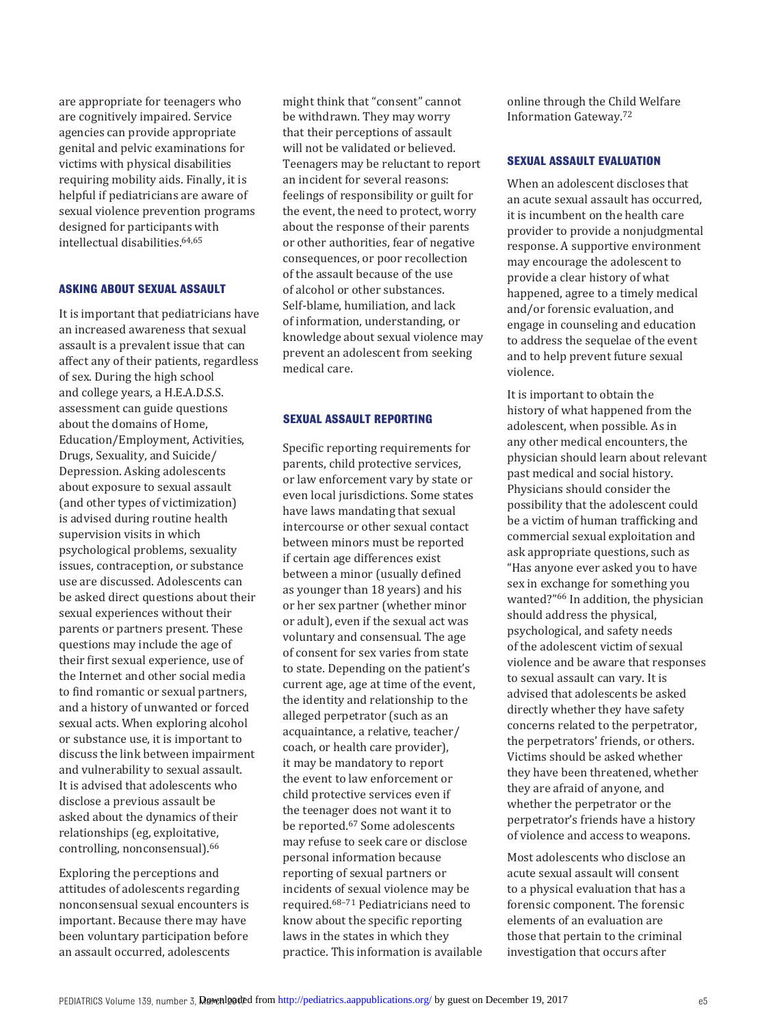are appropriate for teenagers who are cognitively impaired. Service agencies can provide appropriate genital and pelvic examinations for victims with physical disabilities requiring mobility aids. Finally, it is helpful if pediatricians are aware of sexual violence prevention programs designed for participants with intellectual disabilities.[64,65]

## ASKING ABOUT SEXUAL ASSAULT

It is important that pediatricians have an increased awareness that sexual assault is a prevalent issue that can affect any of their patients, regardless of sex. During the high school and college years, a H.E.A.D.S.S. assessment can guide questions about the domains of Home, Education/Employment, Activities, Drugs, Sexuality, and Suicide/Depression. Asking adolescents about exposure to sexual assault (and other types of victimization) is advised during routine health supervision visits in which psychological problems, sexuality issues, contraception, or substance use are discussed. Adolescents can be asked direct questions about their sexual experiences without their parents or partners present. These questions may include the age of their first sexual experience, use of the Internet and other social media to find romantic or sexual partners, and a history of unwanted or forced sexual acts. When exploring alcohol or substance use, it is important to discuss the link between impairment and vulnerability to sexual assault. It is advised that adolescents who disclose a previous assault be asked about the dynamics of their relationships (eg, exploitative, controlling, nonconsensual).[66]

Exploring the perceptions and attitudes of adolescents regarding nonconsensual sexual encounters is important. Because there may have been voluntary participation before an assault occurred, adolescents might think that "consent" cannot be withdrawn. They may worry that their perceptions of assault will not be validated or believed. Teenagers may be reluctant to report an incident for several reasons: feelings of responsibility or guilt for the event, the need to protect, worry about the response of their parents or other authorities, fear of negative consequences, or poor recollection of the assault because of the use of alcohol or other substances. Self-blame, humiliation, and lack of information, understanding, or knowledge about sexual violence may prevent an adolescent from seeking medical care.

## SEXUAL ASSAULT REPORTING

Specific reporting requirements for parents, child protective services, or law enforcement vary by state or even local jurisdictions. Some states have laws mandating that sexual intercourse or other sexual contact between minors must be reported if certain age differences exist between a minor (usually defined as younger than 18 years) and his or her sex partner (whether minor or adult), even if the sexual act was voluntary and consensual. The age of consent for sex varies from state to state. Depending on the patient's current age, age at time of the event, the identity and relationship to the alleged perpetrator (such as an acquaintance, a relative, teacher/coach, or health care provider), it may be mandatory to report the event to law enforcement or child protective services even if the teenager does not want it to be reported.[67] Some adolescents may refuse to seek care or disclose personal information because reporting of sexual partners or incidents of sexual violence may be required.[68–71] Pediatricians need to know about the specific reporting laws in the states in which they practice. This information is available online through the Child Welfare Information Gateway.[72]

## SEXUAL ASSAULT EVALUATION

When an adolescent discloses that an acute sexual assault has occurred, it is incumbent on the health care provider to provide a nonjudgmental response. A supportive environment may encourage the adolescent to provide a clear history of what happened, agree to a timely medical and/or forensic evaluation, and engage in counseling and education to address the sequelae of the event and to help prevent future sexual violence.

It is important to obtain the history of what happened from the adolescent, when possible. As in any other medical encounters, the physician should learn about relevant past medical and social history. Physicians should consider the possibility that the adolescent could be a victim of human trafficking and commercial sexual exploitation and ask appropriate questions, such as "Has anyone ever asked you to have sex in exchange for something you wanted?"[66] In addition, the physician should address the physical, psychological, and safety needs of the adolescent victim of sexual violence and be aware that responses to sexual assault can vary. It is advised that adolescents be asked directly whether they have safety concerns related to the perpetrator, the perpetrators' friends, or others. Victims should be asked whether they have been threatened, whether they are afraid of anyone, and whether the perpetrator or the perpetrator's friends have a history of violence and access to weapons.

Most adolescents who disclose an acute sexual assault will consent to a physical evaluation that has a forensic component. The forensic elements of an evaluation are those that pertain to the criminal investigation that occurs after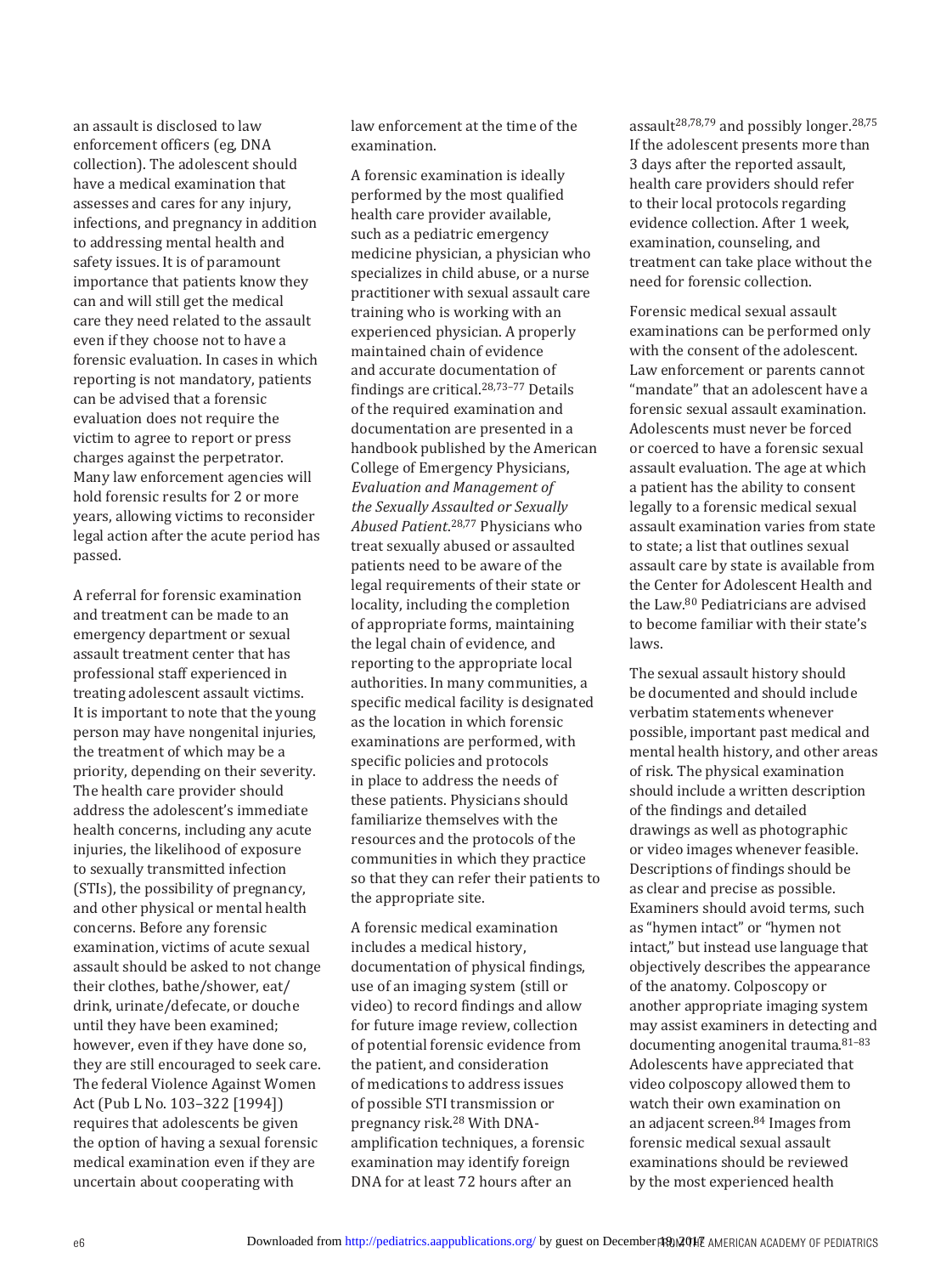an assault is disclosed to law enforcement officers (eg, DNA collection). The adolescent should have a medical examination that assesses and cares for any injury, infections, and pregnancy in addition to addressing mental health and safety issues. It is of paramount importance that patients know they can and will still get the medical care they need related to the assault even if they choose not to have a forensic evaluation. In cases in which reporting is not mandatory, patients can be advised that a forensic evaluation does not require the victim to agree to report or press charges against the perpetrator. Many law enforcement agencies will hold forensic results for 2 or more years, allowing victims to reconsider legal action after the acute period has passed.

A referral for forensic examination and treatment can be made to an emergency department or sexual assault treatment center that has professional staff experienced in treating adolescent assault victims. It is important to note that the young person may have nongenital injuries, the treatment of which may be a priority, depending on their severity. The health care provider should address the adolescent's immediate health concerns, including any acute injuries, the likelihood of exposure to sexually transmitted infection (STIs), the possibility of pregnancy, and other physical or mental health concerns. Before any forensic examination, victims of acute sexual assault should be asked to not change their clothes, bathe/shower, eat/drink, urinate/defecate, or douche until they have been examined; however, even if they have done so, they are still encouraged to seek care. The federal Violence Against Women Act (Pub L No. 103–322 [1994]) requires that adolescents be given the option of having a sexual forensic medical examination even if they are uncertain about cooperating with law enforcement at the time of the examination.

A forensic examination is ideally performed by the most qualified health care provider available, such as a pediatric emergency medicine physician, a physician who specializes in child abuse, or a nurse practitioner with sexual assault care training who is working with an experienced physician. A properly maintained chain of evidence and accurate documentation of findings are critical.[28,73–77] Details of the required examination and documentation are presented in a handbook published by the American College of Emergency Physicians, *Evaluation and Management of the Sexually Assaulted or Sexually Abused Patient*.[28,77] Physicians who treat sexually abused or assaulted patients need to be aware of the legal requirements of their state or locality, including the completion of appropriate forms, maintaining the legal chain of evidence, and reporting to the appropriate local authorities. In many communities, a specific medical facility is designated as the location in which forensic examinations are performed, with specific policies and protocols in place to address the needs of these patients. Physicians should familiarize themselves with the resources and the protocols of the communities in which they practice so that they can refer their patients to the appropriate site.

A forensic medical examination includes a medical history, documentation of physical findings, use of an imaging system (still or video) to record findings and allow for future image review, collection of potential forensic evidence from the patient, and consideration of medications to address issues of possible STI transmission or pregnancy risk.[28] With DNA-amplification techniques, a forensic examination may identify foreign DNA for at least 72 hours after an assault[28,78,79] and possibly longer.[28,75] If the adolescent presents more than 3 days after the reported assault, health care providers should refer to their local protocols regarding evidence collection. After 1 week, examination, counseling, and treatment can take place without the need for forensic collection.

Forensic medical sexual assault examinations can be performed only with the consent of the adolescent. Law enforcement or parents cannot "mandate" that an adolescent have a forensic sexual assault examination. Adolescents must never be forced or coerced to have a forensic sexual assault evaluation. The age at which a patient has the ability to consent legally to a forensic medical sexual assault examination varies from state to state; a list that outlines sexual assault care by state is available from the Center for Adolescent Health and the Law.[80] Pediatricians are advised to become familiar with their state's laws.

The sexual assault history should be documented and should include verbatim statements whenever possible, important past medical and mental health history, and other areas of risk. The physical examination should include a written description of the findings and detailed drawings as well as photographic or video images whenever feasible. Descriptions of findings should be as clear and precise as possible. Examiners should avoid terms, such as "hymen intact" or "hymen not intact," but instead use language that objectively describes the appearance of the anatomy. Colposcopy or another appropriate imaging system may assist examiners in detecting and documenting anogenital trauma.[81–83] Adolescents have appreciated that video colposcopy allowed them to watch their own examination on an adjacent screen.[84] Images from forensic medical sexual assault examinations should be reviewed by the most experienced health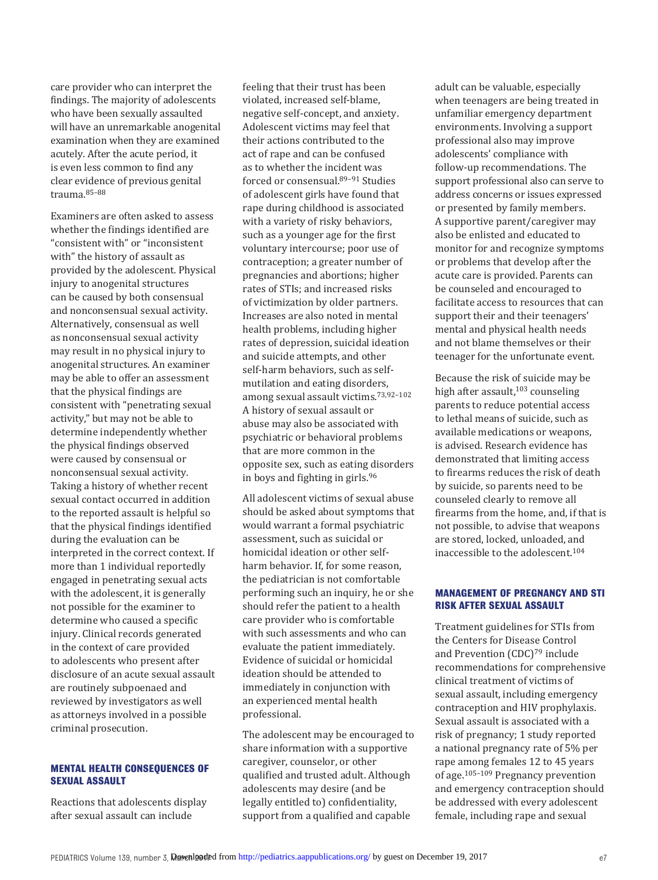care provider who can interpret the findings. The majority of adolescents who have been sexually assaulted will have an unremarkable anogenital examination when they are examined acutely. After the acute period, it is even less common to find any clear evidence of previous genital trauma.[85–88]

Examiners are often asked to assess whether the findings identified are "consistent with" or "inconsistent with" the history of assault as provided by the adolescent. Physical injury to anogenital structures can be caused by both consensual and nonconsensual sexual activity. Alternatively, consensual as well as nonconsensual sexual activity may result in no physical injury to anogenital structures. An examiner may be able to offer an assessment that the physical findings are consistent with "penetrating sexual activity," but may not be able to determine independently whether the physical findings observed were caused by consensual or nonconsensual sexual activity. Taking a history of whether recent sexual contact occurred in addition to the reported assault is helpful so that the physical findings identified during the evaluation can be interpreted in the correct context. If more than 1 individual reportedly engaged in penetrating sexual acts with the adolescent, it is generally not possible for the examiner to determine who caused a specific injury. Clinical records generated in the context of care provided to adolescents who present after disclosure of an acute sexual assault are routinely subpoenaed and reviewed by investigators as well as attorneys involved in a possible criminal prosecution.

## MENTAL HEALTH CONSEQUENCES OF SEXUAL ASSAULT

Reactions that adolescents display after sexual assault can include feeling that their trust has been violated, increased self-blame, negative self-concept, and anxiety. Adolescent victims may feel that their actions contributed to the act of rape and can be confused as to whether the incident was forced or consensual.[89–91] Studies of adolescent girls have found that rape during childhood is associated with a variety of risky behaviors, such as a younger age for the first voluntary intercourse; poor use of contraception; a greater number of pregnancies and abortions; higher rates of STIs; and increased risks of victimization by older partners. Increases are also noted in mental health problems, including higher rates of depression, suicidal ideation and suicide attempts, and other self-harm behaviors, such as self-mutilation and eating disorders, among sexual assault victims.[73,92–102] A history of sexual assault or abuse may also be associated with psychiatric or behavioral problems that are more common in the opposite sex, such as eating disorders in boys and fighting in girls.[96]

All adolescent victims of sexual abuse should be asked about symptoms that would warrant a formal psychiatric assessment, such as suicidal or homicidal ideation or other self-harm behavior. If, for some reason, the pediatrician is not comfortable performing such an inquiry, he or she should refer the patient to a health care provider who is comfortable with such assessments and who can evaluate the patient immediately. Evidence of suicidal or homicidal ideation should be attended to immediately in conjunction with an experienced mental health professional.

The adolescent may be encouraged to share information with a supportive caregiver, counselor, or other qualified and trusted adult. Although adolescents may desire (and be legally entitled to) confidentiality, support from a qualified and capable adult can be valuable, especially when teenagers are being treated in unfamiliar emergency department environments. Involving a support professional also may improve adolescents' compliance with follow-up recommendations. The support professional also can serve to address concerns or issues expressed or presented by family members. A supportive parent/caregiver may also be enlisted and educated to monitor for and recognize symptoms or problems that develop after the acute care is provided. Parents can be counseled and encouraged to facilitate access to resources that can support their and their teenagers' mental and physical health needs and not blame themselves or their teenager for the unfortunate event.

Because the risk of suicide may be high after assault,[103] counseling parents to reduce potential access to lethal means of suicide, such as available medications or weapons, is advised. Research evidence has demonstrated that limiting access to firearms reduces the risk of death by suicide, so parents need to be counseled clearly to remove all firearms from the home, and, if that is not possible, to advise that weapons are stored, locked, unloaded, and inaccessible to the adolescent.[104]

## MANAGEMENT OF PREGNANCY AND STI RISK AFTER SEXUAL ASSAULT

Treatment guidelines for STIs from the Centers for Disease Control and Prevention (CDC)[79] include recommendations for comprehensive clinical treatment of victims of sexual assault, including emergency contraception and HIV prophylaxis. Sexual assault is associated with a risk of pregnancy; 1 study reported a national pregnancy rate of 5% per rape among females 12 to 45 years of age.[105–109] Pregnancy prevention and emergency contraception should be addressed with every adolescent female, including rape and sexual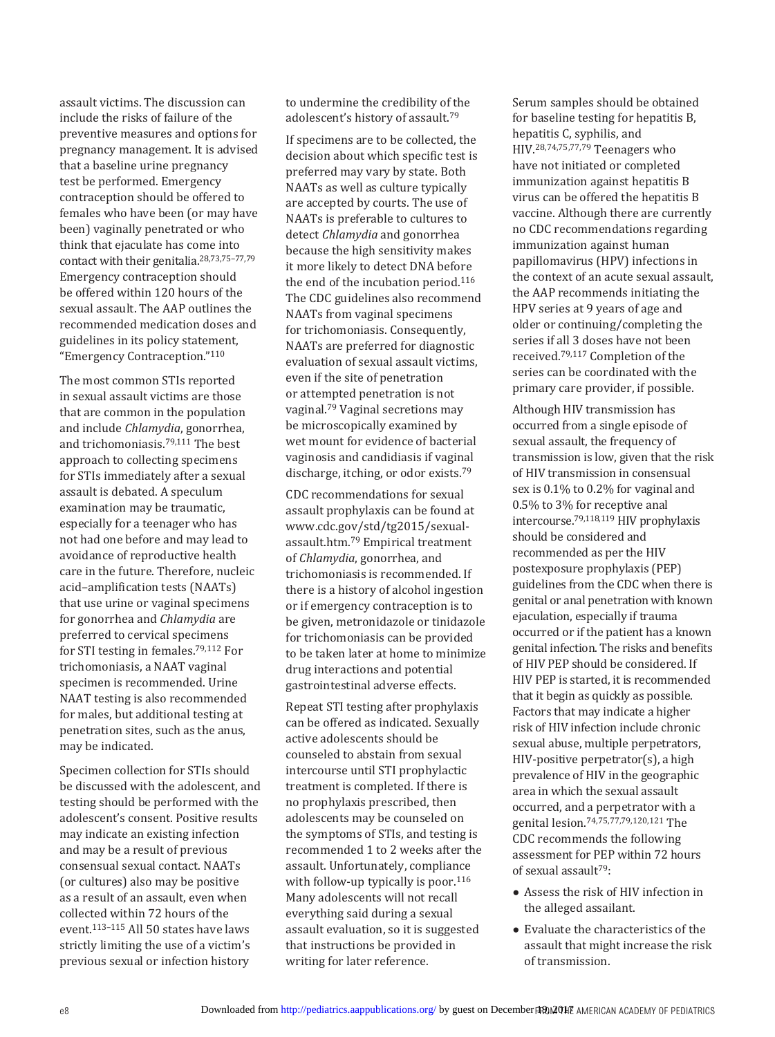assault victims. The discussion can include the risks of failure of the preventive measures and options for pregnancy management. It is advised that a baseline urine pregnancy test be performed. Emergency contraception should be offered to females who have been (or may have been) vaginally penetrated or who think that ejaculate has come into contact with their genitalia.[28,73,75–77,79] Emergency contraception should be offered within 120 hours of the sexual assault. The AAP outlines the recommended medication doses and guidelines in its policy statement, "Emergency Contraception."[110]

The most common STIs reported in sexual assault victims are those that are common in the population and include *Chlamydia*, gonorrhea, and trichomoniasis.[79,111] The best approach to collecting specimens for STIs immediately after a sexual assault is debated. A speculum examination may be traumatic, especially for a teenager who has not had one before and may lead to avoidance of reproductive health care in the future. Therefore, nucleic acid–amplification tests (NAATs) that use urine or vaginal specimens for gonorrhea and *Chlamydia* are preferred to cervical specimens for STI testing in females.[79,112] For trichomoniasis, a NAAT vaginal specimen is recommended. Urine NAAT testing is also recommended for males, but additional testing at penetration sites, such as the anus, may be indicated.

Specimen collection for STIs should be discussed with the adolescent, and testing should be performed with the adolescent's consent. Positive results may indicate an existing infection and may be a result of previous consensual sexual contact. NAATs (or cultures) also may be positive as a result of an assault, even when collected within 72 hours of the event.[113–115] All 50 states have laws strictly limiting the use of a victim's previous sexual or infection history to undermine the credibility of the adolescent's history of assault.[79]

If specimens are to be collected, the decision about which specific test is preferred may vary by state. Both NAATs as well as culture typically are accepted by courts. The use of NAATs is preferable to cultures to detect *Chlamydia* and gonorrhea because the high sensitivity makes it more likely to detect DNA before the end of the incubation period.[116] The CDC guidelines also recommend NAATs from vaginal specimens for trichomoniasis. Consequently, NAATs are preferred for diagnostic evaluation of sexual assault victims, even if the site of penetration or attempted penetration is not vaginal.[79] Vaginal secretions may be microscopically examined by wet mount for evidence of bacterial vaginosis and candidiasis if vaginal discharge, itching, or odor exists.[79]

CDC recommendations for sexual assault prophylaxis can be found at www.cdc.gov/std/tg2015/sexual-assault.htm.[79] Empirical treatment of *Chlamydia*, gonorrhea, and trichomoniasis is recommended. If there is a history of alcohol ingestion or if emergency contraception is to be given, metronidazole or tinidazole for trichomoniasis can be provided to be taken later at home to minimize drug interactions and potential gastrointestinal adverse effects.

Repeat STI testing after prophylaxis can be offered as indicated. Sexually active adolescents should be counseled to abstain from sexual intercourse until STI prophylactic treatment is completed. If there is no prophylaxis prescribed, then adolescents may be counseled on the symptoms of STIs, and testing is recommended 1 to 2 weeks after the assault. Unfortunately, compliance with follow-up typically is poor.[116] Many adolescents will not recall everything said during a sexual assault evaluation, so it is suggested that instructions be provided in writing for later reference.

Serum samples should be obtained for baseline testing for hepatitis B, hepatitis C, syphilis, and HIV.[28,74,75,77,79] Teenagers who have not initiated or completed immunization against hepatitis B virus can be offered the hepatitis B vaccine. Although there are currently no CDC recommendations regarding immunization against human papillomavirus (HPV) infections in the context of an acute sexual assault, the AAP recommends initiating the HPV series at 9 years of age and older or continuing/completing the series if all 3 doses have not been received.[79,117] Completion of the series can be coordinated with the primary care provider, if possible.

Although HIV transmission has occurred from a single episode of sexual assault, the frequency of transmission is low, given that the risk of HIV transmission in consensual sex is 0.1% to 0.2% for vaginal and 0.5% to 3% for receptive anal intercourse.[79,118,119] HIV prophylaxis should be considered and recommended as per the HIV postexposure prophylaxis (PEP) guidelines from the CDC when there is genital or anal penetration with known ejaculation, especially if trauma occurred or if the patient has a known genital infection. The risks and benefits of HIV PEP should be considered. If HIV PEP is started, it is recommended that it begin as quickly as possible. Factors that may indicate a higher risk of HIV infection include chronic sexual abuse, multiple perpetrators, HIV-positive perpetrator(s), a high prevalence of HIV in the geographic area in which the sexual assault occurred, and a perpetrator with a genital lesion.[74,75,77,79,120,121] The CDC recommends the following assessment for PEP within 72 hours of sexual assault[79]:

- Assess the risk of HIV infection in the alleged assailant.
- Evaluate the characteristics of the assault that might increase the risk of transmission.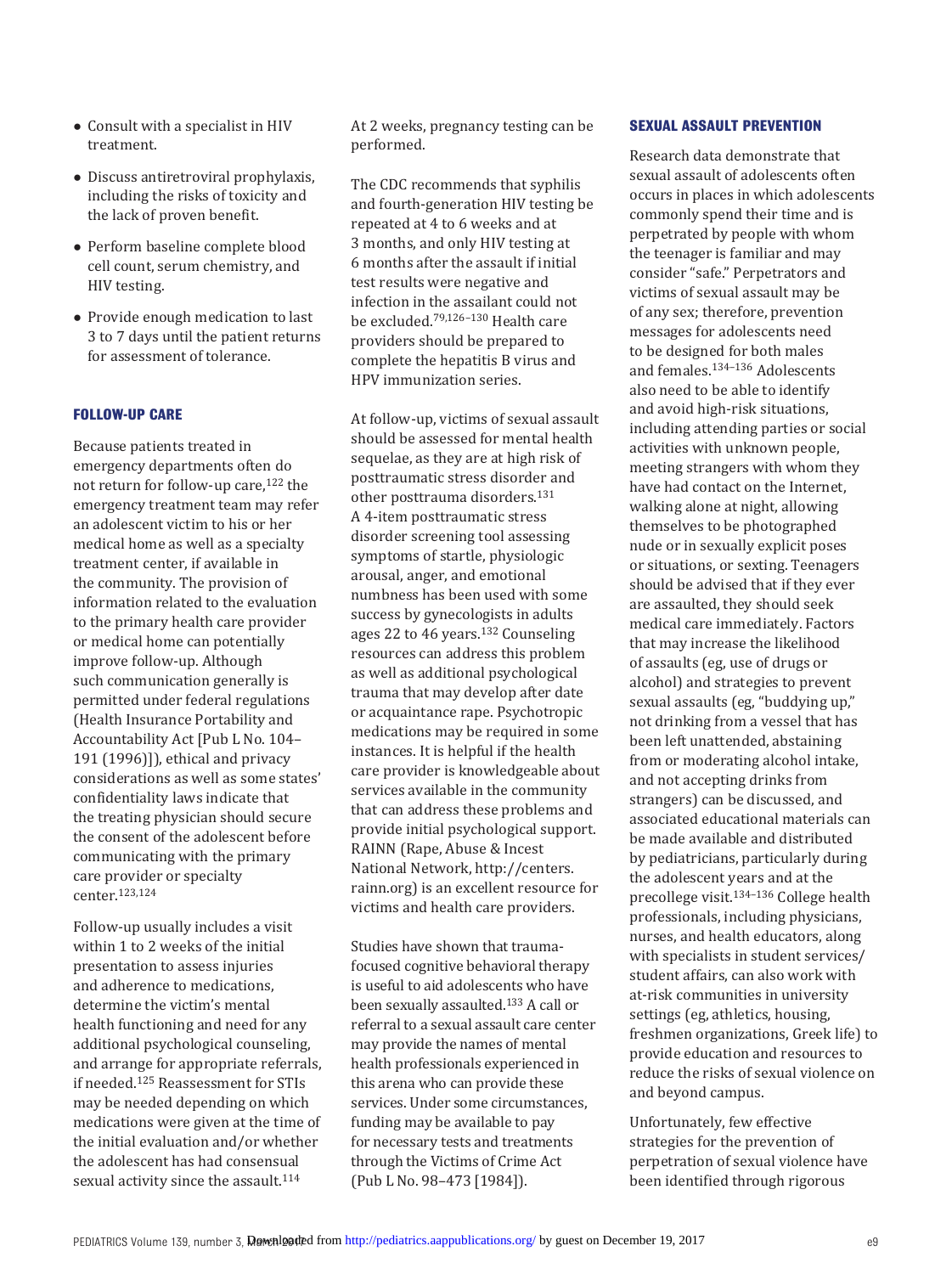- Consult with a specialist in HIV treatment.
- Discuss antiretroviral prophylaxis, including the risks of toxicity and the lack of proven benefit.
- Perform baseline complete blood cell count, serum chemistry, and HIV testing.
- Provide enough medication to last 3 to 7 days until the patient returns for assessment of tolerance.

## FOLLOW-UP CARE

Because patients treated in emergency departments often do not return for follow-up care,[122] the emergency treatment team may refer an adolescent victim to his or her medical home as well as a specialty treatment center, if available in the community. The provision of information related to the evaluation to the primary health care provider or medical home can potentially improve follow-up. Although such communication generally is permitted under federal regulations (Health Insurance Portability and Accountability Act [Pub L No. 104–191 (1996)]), ethical and privacy considerations as well as some states' confidentiality laws indicate that the treating physician should secure the consent of the adolescent before communicating with the primary care provider or specialty center.[123,124]

Follow-up usually includes a visit within 1 to 2 weeks of the initial presentation to assess injuries and adherence to medications, determine the victim's mental health functioning and need for any additional psychological counseling, and arrange for appropriate referrals, if needed.[125] Reassessment for STIs may be needed depending on which medications were given at the time of the initial evaluation and/or whether the adolescent has had consensual sexual activity since the assault.[114] At 2 weeks, pregnancy testing can be performed.

The CDC recommends that syphilis and fourth-generation HIV testing be repeated at 4 to 6 weeks and at 3 months, and only HIV testing at 6 months after the assault if initial test results were negative and infection in the assailant could not be excluded.[79,126–130] Health care providers should be prepared to complete the hepatitis B virus and HPV immunization series.

At follow-up, victims of sexual assault should be assessed for mental health sequelae, as they are at high risk of posttraumatic stress disorder and other posttrauma disorders.[131] A 4-item posttraumatic stress disorder screening tool assessing symptoms of startle, physiologic arousal, anger, and emotional numbness has been used with some success by gynecologists in adults ages 22 to 46 years.[132] Counseling resources can address this problem as well as additional psychological trauma that may develop after date or acquaintance rape. Psychotropic medications may be required in some instances. It is helpful if the health care provider is knowledgeable about services available in the community that can address these problems and provide initial psychological support. RAINN (Rape, Abuse & Incest National Network, http://centers.rainn.org) is an excellent resource for victims and health care providers.

Studies have shown that trauma-focused cognitive behavioral therapy is useful to aid adolescents who have been sexually assaulted.[133] A call or referral to a sexual assault care center may provide the names of mental health professionals experienced in this arena who can provide these services. Under some circumstances, funding may be available to pay for necessary tests and treatments through the Victims of Crime Act (Pub L No. 98–473 [1984]).

## SEXUAL ASSAULT PREVENTION

Research data demonstrate that sexual assault of adolescents often occurs in places in which adolescents commonly spend their time and is perpetrated by people with whom the teenager is familiar and may consider "safe." Perpetrators and victims of sexual assault may be of any sex; therefore, prevention messages for adolescents need to be designed for both males and females.[134–136] Adolescents also need to be able to identify and avoid high-risk situations, including attending parties or social activities with unknown people, meeting strangers with whom they have had contact on the Internet, walking alone at night, allowing themselves to be photographed nude or in sexually explicit poses or situations, or sexting. Teenagers should be advised that if they ever are assaulted, they should seek medical care immediately. Factors that may increase the likelihood of assaults (eg, use of drugs or alcohol) and strategies to prevent sexual assaults (eg, "buddying up," not drinking from a vessel that has been left unattended, abstaining from or moderating alcohol intake, and not accepting drinks from strangers) can be discussed, and associated educational materials can be made available and distributed by pediatricians, particularly during the adolescent years and at the precollege visit.[134–136] College health professionals, including physicians, nurses, and health educators, along with specialists in student services/student affairs, can also work with at-risk communities in university settings (eg, athletics, housing, freshmen organizations, Greek life) to provide education and resources to reduce the risks of sexual violence on and beyond campus.

Unfortunately, few effective strategies for the prevention of perpetration of sexual violence have been identified through rigorous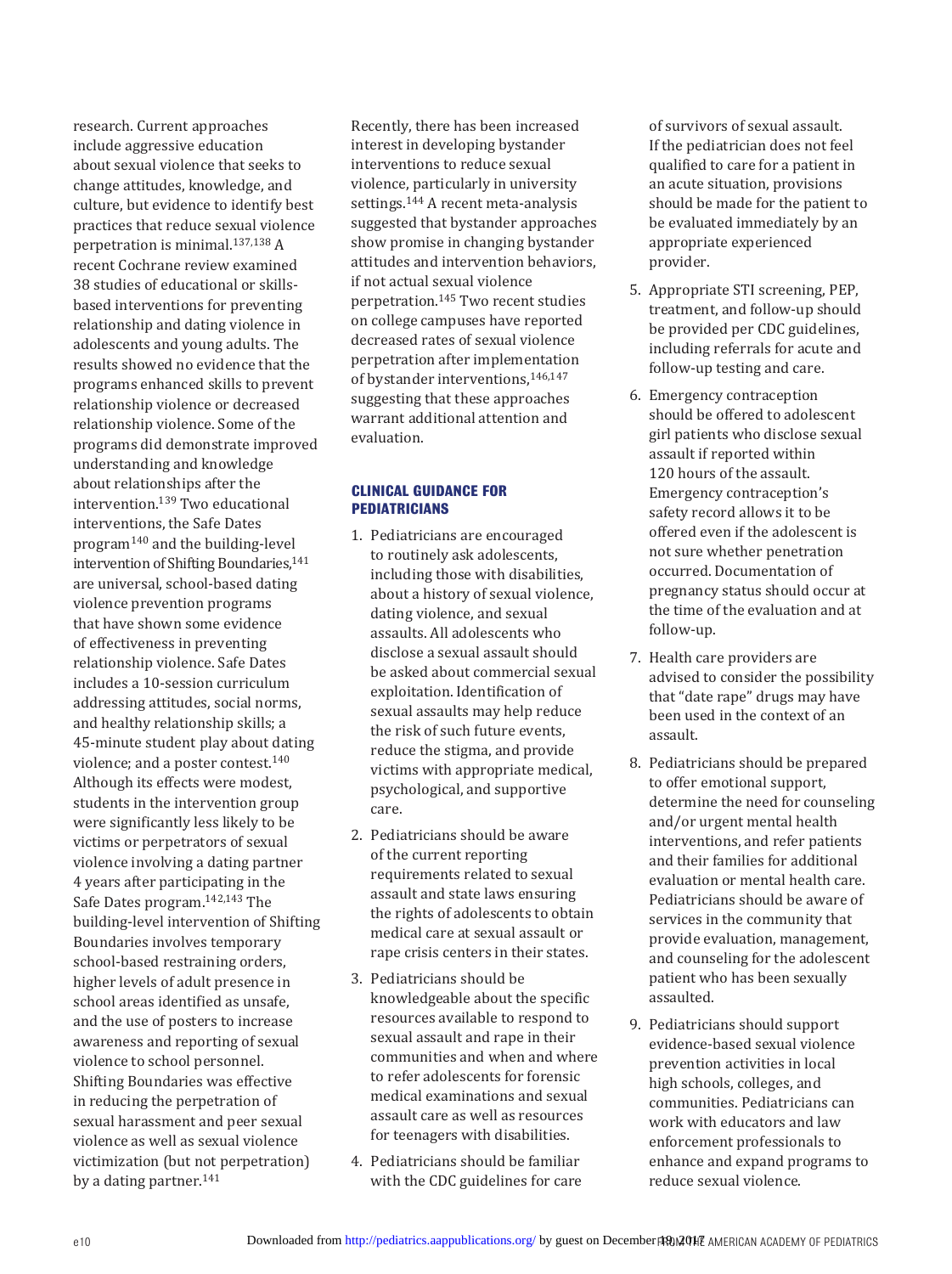research. Current approaches include aggressive education about sexual violence that seeks to change attitudes, knowledge, and culture, but evidence to identify best practices that reduce sexual violence perpetration is minimal.[137,138] A recent Cochrane review examined 38 studies of educational or skills-based interventions for preventing relationship and dating violence in adolescents and young adults. The results showed no evidence that the programs enhanced skills to prevent relationship violence or decreased relationship violence. Some of the programs did demonstrate improved understanding and knowledge about relationships after the intervention.[139] Two educational interventions, the Safe Dates program[140] and the building-level intervention of Shifting Boundaries,[141] are universal, school-based dating violence prevention programs that have shown some evidence of effectiveness in preventing relationship violence. Safe Dates includes a 10-session curriculum addressing attitudes, social norms, and healthy relationship skills; a 45-minute student play about dating violence; and a poster contest.[140] Although its effects were modest, students in the intervention group were significantly less likely to be victims or perpetrators of sexual violence involving a dating partner 4 years after participating in the Safe Dates program.[142,143] The building-level intervention of Shifting Boundaries involves temporary school-based restraining orders, higher levels of adult presence in school areas identified as unsafe, and the use of posters to increase awareness and reporting of sexual violence to school personnel. Shifting Boundaries was effective in reducing the perpetration of sexual harassment and peer sexual violence as well as sexual violence victimization (but not perpetration) by a dating partner.[141]

Recently, there has been increased interest in developing bystander interventions to reduce sexual violence, particularly in university settings.[144] A recent meta-analysis suggested that bystander approaches show promise in changing bystander attitudes and intervention behaviors, if not actual sexual violence perpetration.[145] Two recent studies on college campuses have reported decreased rates of sexual violence perpetration after implementation of bystander interventions,[146,147] suggesting that these approaches warrant additional attention and evaluation.

## CLINICAL GUIDANCE FOR PEDIATRICIANS

1. Pediatricians are encouraged to routinely ask adolescents, including those with disabilities, about a history of sexual violence, dating violence, and sexual assaults. All adolescents who disclose a sexual assault should be asked about commercial sexual exploitation. Identification of sexual assaults may help reduce the risk of such future events, reduce the stigma, and provide victims with appropriate medical, psychological, and supportive care.
2. Pediatricians should be aware of the current reporting requirements related to sexual assault and state laws ensuring the rights of adolescents to obtain medical care at sexual assault or rape crisis centers in their states.
3. Pediatricians should be knowledgeable about the specific resources available to respond to sexual assault and rape in their communities and when and where to refer adolescents for forensic medical examinations and sexual assault care as well as resources for teenagers with disabilities.
4. Pediatricians should be familiar with the CDC guidelines for care of survivors of sexual assault. If the pediatrician does not feel qualified to care for a patient in an acute situation, provisions should be made for the patient to be evaluated immediately by an appropriate experienced provider.
5. Appropriate STI screening, PEP, treatment, and follow-up should be provided per CDC guidelines, including referrals for acute and follow-up testing and care.
6. Emergency contraception should be offered to adolescent girl patients who disclose sexual assault if reported within 120 hours of the assault. Emergency contraception's safety record allows it to be offered even if the adolescent is not sure whether penetration occurred. Documentation of pregnancy status should occur at the time of the evaluation and at follow-up.
7. Health care providers are advised to consider the possibility that "date rape" drugs may have been used in the context of an assault.
8. Pediatricians should be prepared to offer emotional support, determine the need for counseling and/or urgent mental health interventions, and refer patients and their families for additional evaluation or mental health care. Pediatricians should be aware of services in the community that provide evaluation, management, and counseling for the adolescent patient who has been sexually assaulted.
9. Pediatricians should support evidence-based sexual violence prevention activities in local high schools, colleges, and communities. Pediatricians can work with educators and law enforcement professionals to enhance and expand programs to reduce sexual violence.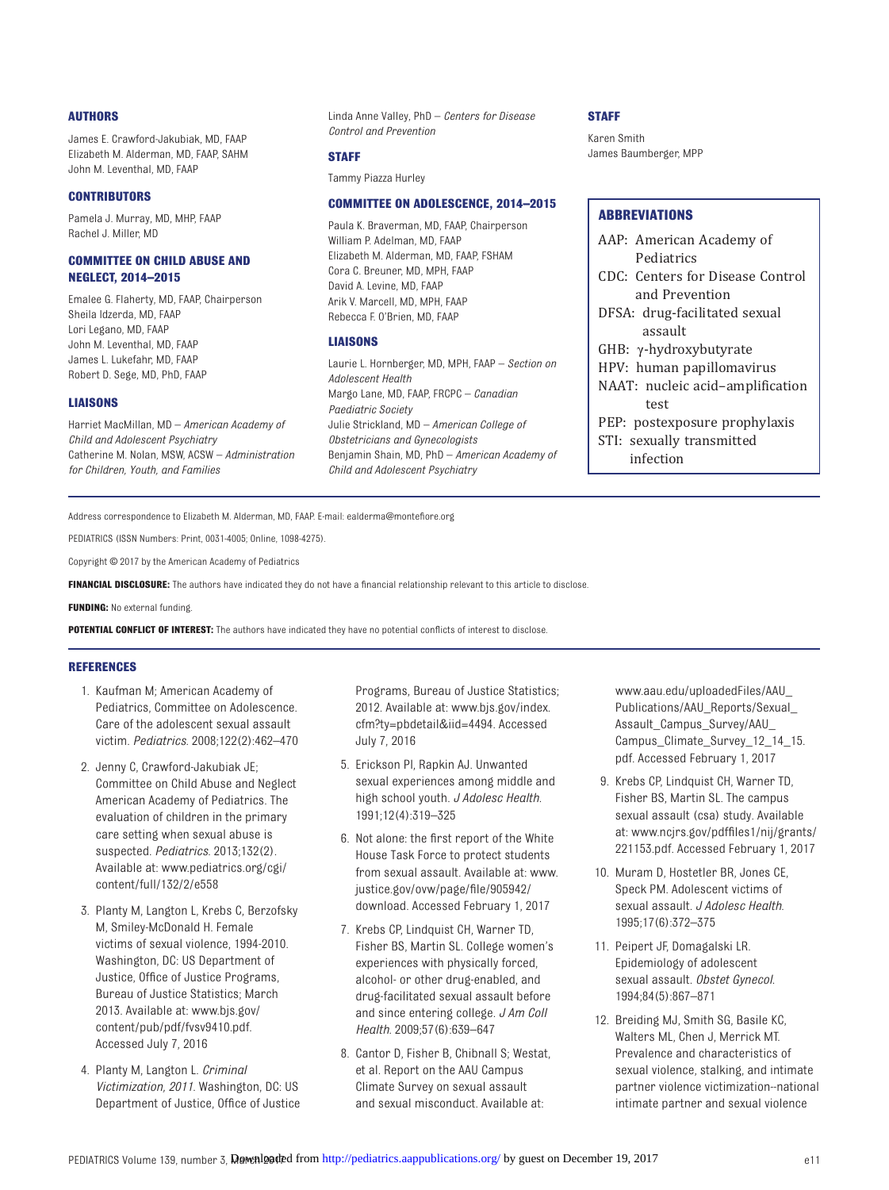### AUTHORS

James E. Crawford-Jakubiak, MD, FAAP
Elizabeth M. Alderman, MD, FAAP, SAHM
John M. Leventhal, MD, FAAP

### CONTRIBUTORS

Pamela J. Murray, MD, MHP, FAAP
Rachel J. Miller, MD

### COMMITTEE ON CHILD ABUSE AND NEGLECT, 2014–2015

Emalee G. Flaherty, MD, FAAP, Chairperson
Sheila Idzerda, MD, FAAP
Lori Legano, MD, FAAP
John M. Leventhal, MD, FAAP
James L. Lukefahr, MD, FAAP
Robert D. Sege, MD, PhD, FAAP

### LIAISONS

Harriet MacMillan, MD – *American Academy of Child and Adolescent Psychiatry*
Catherine M. Nolan, MSW, ACSW – *Administration for Children, Youth, and Families*
Linda Anne Valley, PhD – *Centers for Disease Control and Prevention*

### STAFF

Tammy Piazza Hurley

### COMMITTEE ON ADOLESCENCE, 2014–2015

Paula K. Braverman, MD, FAAP, Chairperson
William P. Adelman, MD, FAAP
Elizabeth M. Alderman, MD, FAAP, FSHAM
Cora C. Breuner, MD, MPH, FAAP
David A. Levine, MD, FAAP
Arik V. Marcell, MD, MPH, FAAP
Rebecca F. O'Brien, MD, FAAP

### LIAISONS

Laurie L. Hornberger, MD, MPH, FAAP – *Section on Adolescent Health*
Margo Lane, MD, FAAP, FRCPC – *Canadian Paediatric Society*
Julie Strickland, MD – *American College of Obstetricians and Gynecologists*
Benjamin Shain, MD, PhD – *American Academy of Child and Adolescent Psychiatry*

### STAFF

Karen Smith
James Baumberger, MPP

### ABBREVIATIONS

AAP: American Academy of Pediatrics
CDC: Centers for Disease Control and Prevention
DFSA: drug-facilitated sexual assault
GHB: γ-hydroxybutyrate
HPV: human papillomavirus
NAAT: nucleic acid–amplification test
PEP: postexposure prophylaxis
STI: sexually transmitted infection

Address correspondence to Elizabeth M. Alderman, MD, FAAP. E-mail: ealderma@montefiore.org

PEDIATRICS (ISSN Numbers: Print, 0031-4005; Online, 1098-4275).

Copyright © 2017 by the American Academy of Pediatrics

**FINANCIAL DISCLOSURE:** The authors have indicated they do not have a financial relationship relevant to this article to disclose.

**FUNDING:** No external funding.

**POTENTIAL CONFLICT OF INTEREST:** The authors have indicated they have no potential conflicts of interest to disclose.

### REFERENCES

1. Kaufman M; American Academy of Pediatrics, Committee on Adolescence. Care of the adolescent sexual assault victim. *Pediatrics*. 2008;122(2):462–470
2. Jenny C, Crawford-Jakubiak JE; Committee on Child Abuse and Neglect American Academy of Pediatrics. The evaluation of children in the primary care setting when sexual abuse is suspected. *Pediatrics*. 2013;132(2). Available at: www.pediatrics.org/cgi/content/full/132/2/e558
3. Planty M, Langton L, Krebs C, Berzofsky M, Smiley-McDonald H. Female victims of sexual violence, 1994-2010. Washington, DC: US Department of Justice, Office of Justice Programs, Bureau of Justice Statistics; March 2013. Available at: www.bjs.gov/content/pub/pdf/fvsv9410.pdf. Accessed July 7, 2016
4. Planty M, Langton L. *Criminal Victimization, 2011*. Washington, DC: US Department of Justice, Office of Justice Programs, Bureau of Justice Statistics; 2012. Available at: www.bjs.gov/index.cfm?ty=pbdetail&iid=4494. Accessed July 7, 2016
5. Erickson PI, Rapkin AJ. Unwanted sexual experiences among middle and high school youth. *J Adolesc Health*. 1991;12(4):319–325
6. Not alone: the first report of the White House Task Force to protect students from sexual assault. Available at: www.justice.gov/ovw/page/file/905942/download. Accessed February 1, 2017
7. Krebs CP, Lindquist CH, Warner TD, Fisher BS, Martin SL. College women's experiences with physically forced, alcohol- or other drug-enabled, and drug-facilitated sexual assault before and since entering college. *J Am Coll Health*. 2009;57(6):639–647
8. Cantor D, Fisher B, Chibnall S; Westat, et al. Report on the AAU Campus Climate Survey on sexual assault and sexual misconduct. Available at: www.aau.edu/uploadedFiles/AAU_Publications/AAU_Reports/Sexual_Assault_Campus_Survey/AAU_Campus_Climate_Survey_12_14_15.pdf. Accessed February 1, 2017
9. Krebs CP, Lindquist CH, Warner TD, Fisher BS, Martin SL. The campus sexual assault (csa) study. Available at: www.ncjrs.gov/pdffiles1/nij/grants/221153.pdf. Accessed February 1, 2017
10. Muram D, Hostetler BR, Jones CE, Speck PM. Adolescent victims of sexual assault. *J Adolesc Health*. 1995;17(6):372–375
11. Peipert JF, Domagalski LR. Epidemiology of adolescent sexual assault. *Obstet Gynecol*. 1994;84(5):867–871
12. Breiding MJ, Smith SG, Basile KC, Walters ML, Chen J, Merrick MT. Prevalence and characteristics of sexual violence, stalking, and intimate partner violence victimization--national intimate partner and sexual violence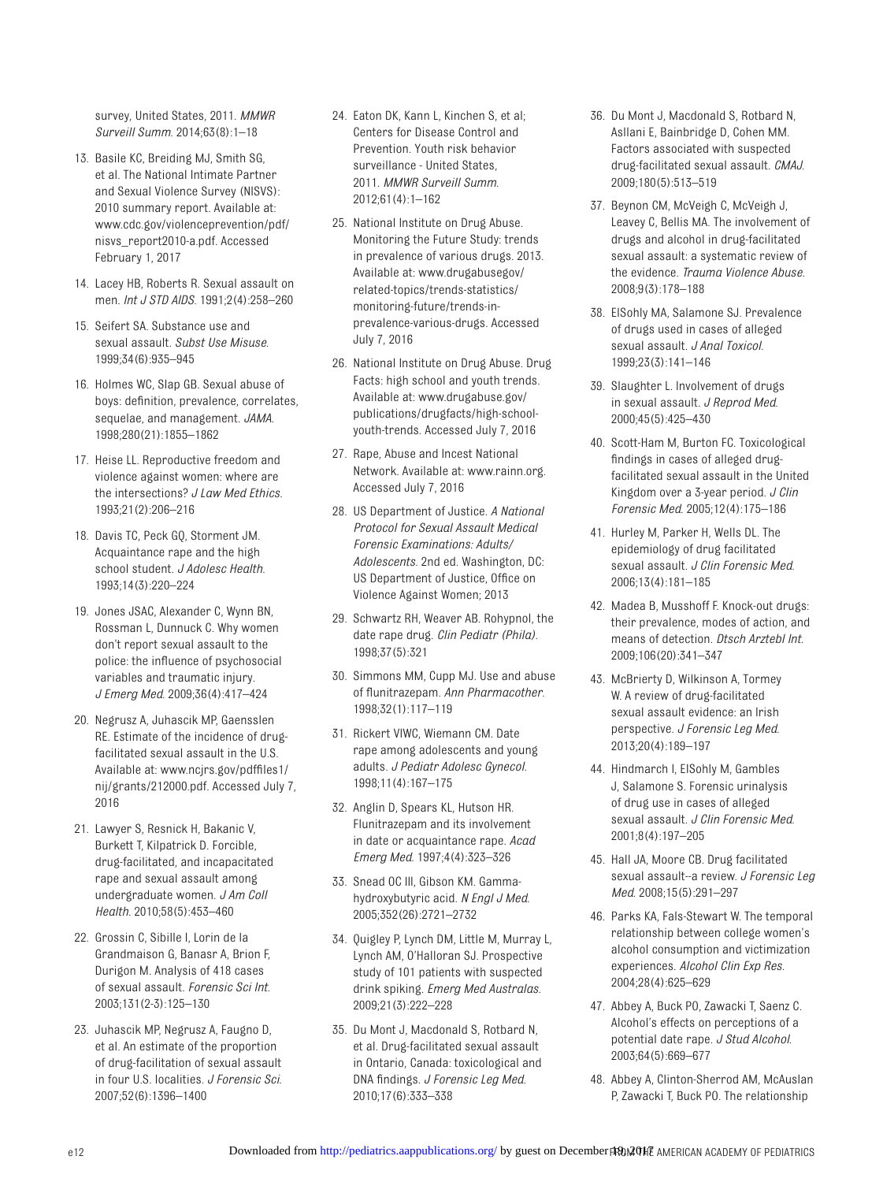survey, United States, 2011. *MMWR Surveill Summ.* 2014;63(8):1–18

13. Basile KC, Breiding MJ, Smith SG, et al. The National Intimate Partner and Sexual Violence Survey (NISVS): 2010 summary report. Available at: www.cdc.gov/violenceprevention/pdf/nisvs_report2010-a.pdf. Accessed February 1, 2017
14. Lacey HB, Roberts R. Sexual assault on men. *Int J STD AIDS.* 1991;2(4):258–260
15. Seifert SA. Substance use and sexual assault. *Subst Use Misuse.* 1999;34(6):935–945
16. Holmes WC, Slap GB. Sexual abuse of boys: definition, prevalence, correlates, sequelae, and management. *JAMA.* 1998;280(21):1855–1862
17. Heise LL. Reproductive freedom and violence against women: where are the intersections? *J Law Med Ethics.* 1993;21(2):206–216
18. Davis TC, Peck GQ, Storment JM. Acquaintance rape and the high school student. *J Adolesc Health.* 1993;14(3):220–224
19. Jones JSAC, Alexander C, Wynn BN, Rossman L, Dunnuck C. Why women don't report sexual assault to the police: the influence of psychosocial variables and traumatic injury. *J Emerg Med.* 2009;36(4):417–424
20. Negrusz A, Juhascik MP, Gaensslen RE. Estimate of the incidence of drug-facilitated sexual assault in the U.S. Available at: www.ncjrs.gov/pdffiles1/nij/grants/212000.pdf. Accessed July 7, 2016
21. Lawyer S, Resnick H, Bakanic V, Burkett T, Kilpatrick D. Forcible, drug-facilitated, and incapacitated rape and sexual assault among undergraduate women. *J Am Coll Health.* 2010;58(5):453–460
22. Grossin C, Sibille I, Lorin de la Grandmaison G, Banasr A, Brion F, Durigon M. Analysis of 418 cases of sexual assault. *Forensic Sci Int.* 2003;131(2-3):125–130
23. Juhascik MP, Negrusz A, Faugno D, et al. An estimate of the proportion of drug-facilitation of sexual assault in four U.S. localities. *J Forensic Sci.* 2007;52(6):1396–1400
24. Eaton DK, Kann L, Kinchen S, et al; Centers for Disease Control and Prevention. Youth risk behavior surveillance - United States, 2011. *MMWR Surveill Summ.* 2012;61(4):1–162
25. National Institute on Drug Abuse. Monitoring the Future Study: trends in prevalence of various drugs. 2013. Available at: www.drugabusegov/related-topics/trends-statistics/monitoring-future/trends-in-prevalence-various-drugs. Accessed July 7, 2016
26. National Institute on Drug Abuse. Drug Facts: high school and youth trends. Available at: www.drugabuse.gov/publications/drugfacts/high-school-youth-trends. Accessed July 7, 2016
27. Rape, Abuse and Incest National Network. Available at: www.rainn.org. Accessed July 7, 2016
28. US Department of Justice. *A National Protocol for Sexual Assault Medical Forensic Examinations: Adults/Adolescents.* 2nd ed. Washington, DC: US Department of Justice, Office on Violence Against Women; 2013
29. Schwartz RH, Weaver AB. Rohypnol, the date rape drug. *Clin Pediatr (Phila).* 1998;37(5):321
30. Simmons MM, Cupp MJ. Use and abuse of flunitrazepam. *Ann Pharmacother.* 1998;32(1):117–119
31. Rickert VIWC, Wiemann CM. Date rape among adolescents and young adults. *J Pediatr Adolesc Gynecol.* 1998;11(4):167–175
32. Anglin D, Spears KL, Hutson HR. Flunitrazepam and its involvement in date or acquaintance rape. *Acad Emerg Med.* 1997;4(4):323–326
33. Snead OC III, Gibson KM. Gamma-hydroxybutyric acid. *N Engl J Med.* 2005;352(26):2721–2732
34. Quigley P, Lynch DM, Little M, Murray L, Lynch AM, O'Halloran SJ. Prospective study of 101 patients with suspected drink spiking. *Emerg Med Australas.* 2009;21(3):222–228
35. Du Mont J, Macdonald S, Rotbard N, et al. Drug-facilitated sexual assault in Ontario, Canada: toxicological and DNA findings. *J Forensic Leg Med.* 2010;17(6):333–338
36. Du Mont J, Macdonald S, Rotbard N, Asllani E, Bainbridge D, Cohen MM. Factors associated with suspected drug-facilitated sexual assault. *CMAJ.* 2009;180(5):513–519
37. Beynon CM, McVeigh C, McVeigh J, Leavey C, Bellis MA. The involvement of drugs and alcohol in drug-facilitated sexual assault: a systematic review of the evidence. *Trauma Violence Abuse.* 2008;9(3):178–188
38. ElSohly MA, Salamone SJ. Prevalence of drugs used in cases of alleged sexual assault. *J Anal Toxicol.* 1999;23(3):141–146
39. Slaughter L. Involvement of drugs in sexual assault. *J Reprod Med.* 2000;45(5):425–430
40. Scott-Ham M, Burton FC. Toxicological findings in cases of alleged drug-facilitated sexual assault in the United Kingdom over a 3-year period. *J Clin Forensic Med.* 2005;12(4):175–186
41. Hurley M, Parker H, Wells DL. The epidemiology of drug facilitated sexual assault. *J Clin Forensic Med.* 2006;13(4):181–185
42. Madea B, Musshoff F. Knock-out drugs: their prevalence, modes of action, and means of detection. *Dtsch Arztebl Int.* 2009;106(20):341–347
43. McBrierty D, Wilkinson A, Tormey W. A review of drug-facilitated sexual assault evidence: an Irish perspective. *J Forensic Leg Med.* 2013;20(4):189–197
44. Hindmarch I, ElSohly M, Gambles J, Salamone S. Forensic urinalysis of drug use in cases of alleged sexual assault. *J Clin Forensic Med.* 2001;8(4):197–205
45. Hall JA, Moore CB. Drug facilitated sexual assault--a review. *J Forensic Leg Med.* 2008;15(5):291–297
46. Parks KA, Fals-Stewart W. The temporal relationship between college women's alcohol consumption and victimization experiences. *Alcohol Clin Exp Res.* 2004;28(4):625–629
47. Abbey A, Buck PO, Zawacki T, Saenz C. Alcohol's effects on perceptions of a potential date rape. *J Stud Alcohol.* 2003;64(5):669–677
48. Abbey A, Clinton-Sherrod AM, McAuslan P, Zawacki T, Buck PO. The relationship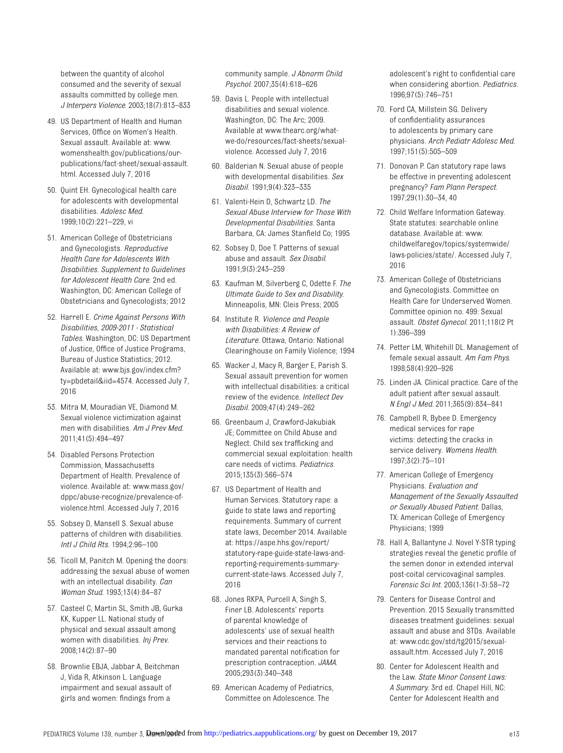between the quantity of alcohol consumed and the severity of sexual assaults committed by college men. *J Interpers Violence*. 2003;18(7):813–833

49. US Department of Health and Human Services, Office on Women's Health. Sexual assault. Available at: www.womenshealth.gov/publications/our-publications/fact-sheet/sexual-assault.html. Accessed July 7, 2016
50. Quint EH. Gynecological health care for adolescents with developmental disabilities. *Adolesc Med*. 1999;10(2):221–229, vi
51. American College of Obstetricians and Gynecologists. *Reproductive Health Care for Adolescents With Disabilities. Supplement to Guidelines for Adolescent Health Care*. 2nd ed. Washington, DC: American College of Obstetricians and Gynecologists; 2012
52. Harrell E. *Crime Against Persons With Disabilities, 2009-2011 - Statistical Tables*. Washington, DC: US Department of Justice, Office of Justice Programs, Bureau of Justice Statistics; 2012. Available at: www.bjs.gov/index.cfm?ty=pbdetail&iid=4574. Accessed July 7, 2016
53. Mitra M, Mouradian VE, Diamond M. Sexual violence victimization against men with disabilities. *Am J Prev Med*. 2011;41(5):494–497
54. Disabled Persons Protection Commission, Massachusetts Department of Health. Prevalence of violence. Available at: www.mass.gov/dppc/abuse-recognize/prevalence-of-violence.html. Accessed July 7, 2016
55. Sobsey D, Mansell S. Sexual abuse patterns of children with disabilities. *Intl J Child Rts*. 1994;2:96–100
56. Ticoll M, Panitch M. Opening the doors: addressing the sexual abuse of women with an intellectual disability. *Can Woman Stud*. 1993;13(4):84–87
57. Casteel C, Martin SL, Smith JB, Gurka KK, Kupper LL. National study of physical and sexual assault among women with disabilities. *Inj Prev*. 2008;14(2):87–90
58. Brownlie EBJA, Jabbar A, Beitchman J, Vida R, Atkinson L. Language impairment and sexual assault of girls and women: findings from a community sample. *J Abnorm Child Psychol*. 2007;35(4):618–626
59. Davis L. People with intellectual disabilities and sexual violence. Washington, DC: The Arc; 2009. Available at www.thearc.org/what-we-do/resources/fact-sheets/sexual-violence. Accessed July 7, 2016
60. Balderian N. Sexual abuse of people with developmental disabilities. *Sex Disabil*. 1991;9(4):323–335
61. Valenti-Hein D, Schwartz LD. *The Sexual Abuse Interview for Those With Developmental Disabilities*. Santa Barbara, CA: James Stanfield Co; 1995
62. Sobsey D, Doe T. Patterns of sexual abuse and assault. *Sex Disabil*. 1991;9(3):243–259
63. Kaufman M, Silverberg C, Odette F. *The Ultimate Guide to Sex and Disability*. Minneapolis, MN: Cleis Press; 2005
64. Institute R. *Violence and People with Disabilities: A Review of Literature*. Ottawa, Ontario: National Clearinghouse on Family Violence; 1994
65. Wacker J, Macy R, Barger E, Parish S. Sexual assault prevention for women with intellectual disabilities: a critical review of the evidence. *Intellect Dev Disabil*. 2009;47(4):249–262
66. Greenbaum J, Crawford-Jakubiak JE; Committee on Child Abuse and Neglect. Child sex trafficking and commercial sexual exploitation: health care needs of victims. *Pediatrics*. 2015;135(3):566–574
67. US Department of Health and Human Services. Statutory rape: a guide to state laws and reporting requirements. Summary of current state laws, December 2014. Available at: https://aspe.hhs.gov/report/statutory-rape-guide-state-laws-and-reporting-requirements-summary-current-state-laws. Accessed July 7, 2016
68. Jones RKPA, Purcell A, Singh S, Finer LB. Adolescents' reports of parental knowledge of adolescents' use of sexual health services and their reactions to mandated parental notification for prescription contraception. *JAMA*. 2005;293(3):340–348
69. American Academy of Pediatrics, Committee on Adolescence. The adolescent's right to confidential care when considering abortion. *Pediatrics*. 1996;97(5):746–751
70. Ford CA, Millstein SG. Delivery of confidentiality assurances to adolescents by primary care physicians. *Arch Pediatr Adolesc Med*. 1997;151(5):505–509
71. Donovan P. Can statutory rape laws be effective in preventing adolescent pregnancy? *Fam Plann Perspect*. 1997;29(1):30–34, 40
72. Child Welfare Information Gateway. State statutes: searchable online database. Available at: www.childwelfaregov/topics/systemwide/laws-policies/state/. Accessed July 7, 2016
73. American College of Obstetricians and Gynecologists. Committee on Health Care for Underserved Women. Committee opinion no. 499: Sexual assault. *Obstet Gynecol*. 2011;118(2 Pt 1):396–399
74. Petter LM, Whitehill DL. Management of female sexual assault. *Am Fam Phys*. 1998;58(4):920–926
75. Linden JA. Clinical practice. Care of the adult patient after sexual assault. *N Engl J Med*. 2011;365(9):834–841
76. Campbell R, Bybee D. Emergency medical services for rape victims: detecting the cracks in service delivery. *Womens Health*. 1997;3(2):75–101
77. American College of Emergency Physicians. *Evaluation and Management of the Sexually Assaulted or Sexually Abused Patient*. Dallas, TX: American College of Emergency Physicians; 1999
78. Hall A, Ballantyne J. Novel Y-STR typing strategies reveal the genetic profile of the semen donor in extended interval post-coital cervicovaginal samples. *Forensic Sci Int*. 2003;136(1-3):58–72
79. Centers for Disease Control and Prevention. 2015 Sexually transmitted diseases treatment guidelines: sexual assault and abuse and STDs. Available at: www.cdc.gov/std/tg2015/sexual-assault.htm. Accessed July 7, 2016
80. Center for Adolescent Health and the Law. *State Minor Consent Laws: A Summary*. 3rd ed. Chapel Hill, NC: Center for Adolescent Health and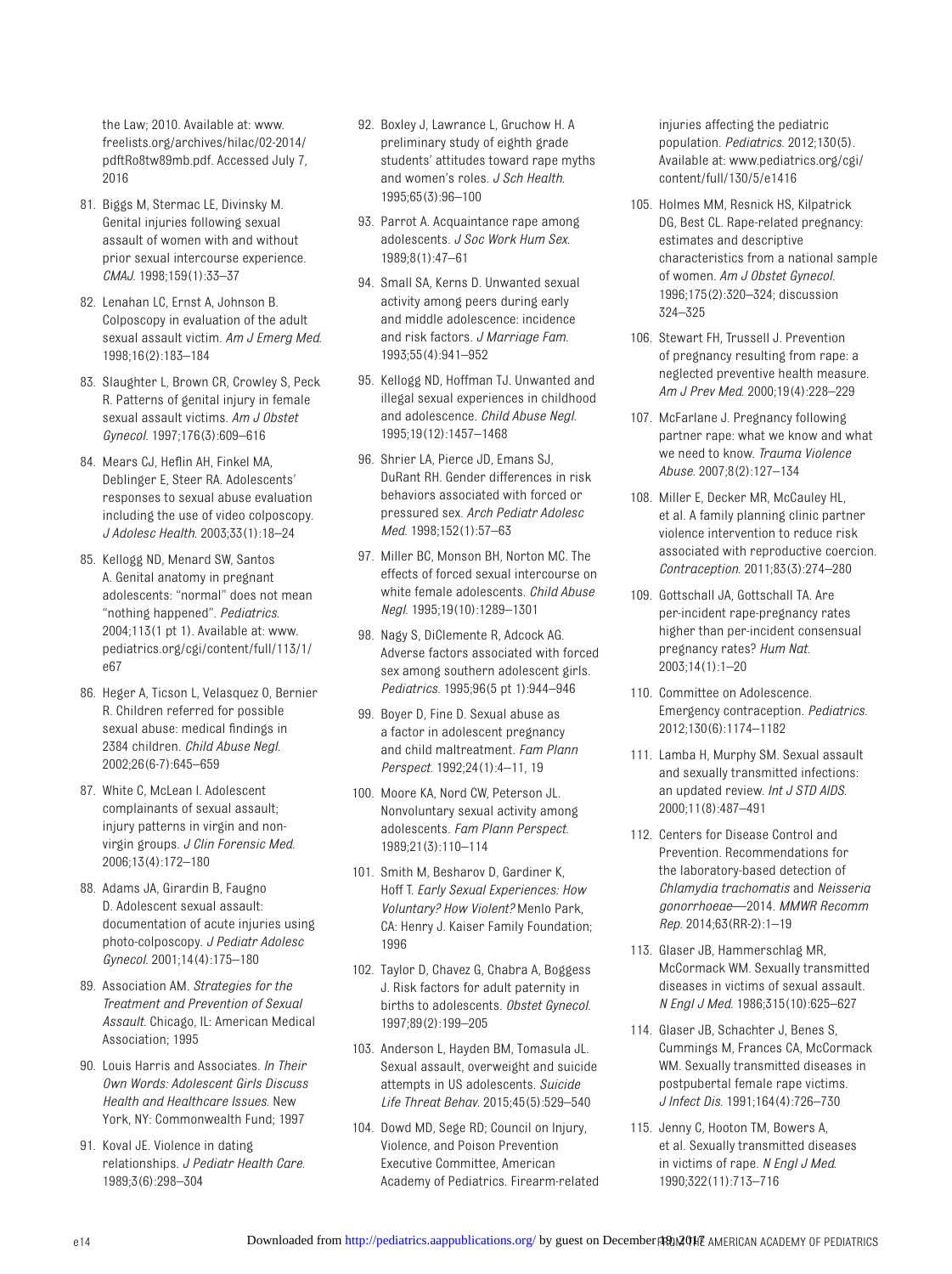the Law; 2010. Available at: www.freelists.org/archives/hilac/02-2014/pdftRo8tw89mb.pdf. Accessed July 7, 2016

81. Biggs M, Stermac LE, Divinsky M. Genital injuries following sexual assault of women with and without prior sexual intercourse experience. *CMAJ*. 1998;159(1):33–37

82. Lenahan LC, Ernst A, Johnson B. Colposcopy in evaluation of the adult sexual assault victim. *Am J Emerg Med*. 1998;16(2):183–184

83. Slaughter L, Brown CR, Crowley S, Peck R. Patterns of genital injury in female sexual assault victims. *Am J Obstet Gynecol*. 1997;176(3):609–616

84. Mears CJ, Heflin AH, Finkel MA, Deblinger E, Steer RA. Adolescents' responses to sexual abuse evaluation including the use of video colposcopy. *J Adolesc Health*. 2003;33(1):18–24

85. Kellogg ND, Menard SW, Santos A. Genital anatomy in pregnant adolescents: "normal" does not mean "nothing happened". *Pediatrics*. 2004;113(1 pt 1). Available at: www.pediatrics.org/cgi/content/full/113/1/e67

86. Heger A, Ticson L, Velasquez O, Bernier R. Children referred for possible sexual abuse: medical findings in 2384 children. *Child Abuse Negl*. 2002;26(6-7):645–659

87. White C, McLean I. Adolescent complainants of sexual assault; injury patterns in virgin and non-virgin groups. *J Clin Forensic Med*. 2006;13(4):172–180

88. Adams JA, Girardin B, Faugno D. Adolescent sexual assault: documentation of acute injuries using photo-colposcopy. *J Pediatr Adolesc Gynecol*. 2001;14(4):175–180

89. Association AM. *Strategies for the Treatment and Prevention of Sexual Assault*. Chicago, IL: American Medical Association; 1995

90. Louis Harris and Associates. *In Their Own Words: Adolescent Girls Discuss Health and Healthcare Issues*. New York, NY: Commonwealth Fund; 1997

91. Koval JE. Violence in dating relationships. *J Pediatr Health Care*. 1989;3(6):298–304

92. Boxley J, Lawrance L, Gruchow H. A preliminary study of eighth grade students' attitudes toward rape myths and women's roles. *J Sch Health*. 1995;65(3):96–100

93. Parrot A. Acquaintance rape among adolescents. *J Soc Work Hum Sex*. 1989;8(1):47–61

94. Small SA, Kerns D. Unwanted sexual activity among peers during early and middle adolescence: incidence and risk factors. *J Marriage Fam*. 1993;55(4):941–952

95. Kellogg ND, Hoffman TJ. Unwanted and illegal sexual experiences in childhood and adolescence. *Child Abuse Negl*. 1995;19(12):1457–1468

96. Shrier LA, Pierce JD, Emans SJ, DuRant RH. Gender differences in risk behaviors associated with forced or pressured sex. *Arch Pediatr Adolesc Med*. 1998;152(1):57–63

97. Miller BC, Monson BH, Norton MC. The effects of forced sexual intercourse on white female adolescents. *Child Abuse Negl*. 1995;19(10):1289–1301

98. Nagy S, DiClemente R, Adcock AG. Adverse factors associated with forced sex among southern adolescent girls. *Pediatrics*. 1995;96(5 pt 1):944–946

99. Boyer D, Fine D. Sexual abuse as a factor in adolescent pregnancy and child maltreatment. *Fam Plann Perspect*. 1992;24(1):4–11, 19

100. Moore KA, Nord CW, Peterson JL. Nonvoluntary sexual activity among adolescents. *Fam Plann Perspect*. 1989;21(3):110–114

101. Smith M, Besharov D, Gardiner K, Hoff T. *Early Sexual Experiences: How Voluntary? How Violent?* Menlo Park, CA: Henry J. Kaiser Family Foundation; 1996

102. Taylor D, Chavez G, Chabra A, Boggess J. Risk factors for adult paternity in births to adolescents. *Obstet Gynecol*. 1997;89(2):199–205

103. Anderson L, Hayden BM, Tomasula JL. Sexual assault, overweight and suicide attempts in US adolescents. *Suicide Life Threat Behav*. 2015;45(5):529–540

104. Dowd MD, Sege RD; Council on Injury, Violence, and Poison Prevention Executive Committee, American Academy of Pediatrics. Firearm-related injuries affecting the pediatric population. *Pediatrics*. 2012;130(5). Available at: www.pediatrics.org/cgi/content/full/130/5/e1416

105. Holmes MM, Resnick HS, Kilpatrick DG, Best CL. Rape-related pregnancy: estimates and descriptive characteristics from a national sample of women. *Am J Obstet Gynecol*. 1996;175(2):320–324; discussion 324–325

106. Stewart FH, Trussell J. Prevention of pregnancy resulting from rape: a neglected preventive health measure. *Am J Prev Med*. 2000;19(4):228–229

107. McFarlane J. Pregnancy following partner rape: what we know and what we need to know. *Trauma Violence Abuse*. 2007;8(2):127–134

108. Miller E, Decker MR, McCauley HL, et al. A family planning clinic partner violence intervention to reduce risk associated with reproductive coercion. *Contraception*. 2011;83(3):274–280

109. Gottschall JA, Gottschall TA. Are per-incident rape-pregnancy rates higher than per-incident consensual pregnancy rates? *Hum Nat*. 2003;14(1):1–20

110. Committee on Adolescence. Emergency contraception. *Pediatrics*. 2012;130(6):1174–1182

111. Lamba H, Murphy SM. Sexual assault and sexually transmitted infections: an updated review. *Int J STD AIDS*. 2000;11(8):487–491

112. Centers for Disease Control and Prevention. Recommendations for the laboratory-based detection of *Chlamydia trachomatis* and *Neisseria gonorrhoeae*—2014. *MMWR Recomm Rep*. 2014;63(RR-2):1–19

113. Glaser JB, Hammerschlag MR, McCormack WM. Sexually transmitted diseases in victims of sexual assault. *N Engl J Med*. 1986;315(10):625–627

114. Glaser JB, Schachter J, Benes S, Cummings M, Frances CA, McCormack WM. Sexually transmitted diseases in postpubertal female rape victims. *J Infect Dis*. 1991;164(4):726–730

115. Jenny C, Hooton TM, Bowers A, et al. Sexually transmitted diseases in victims of rape. *N Engl J Med*. 1990;322(11):713–716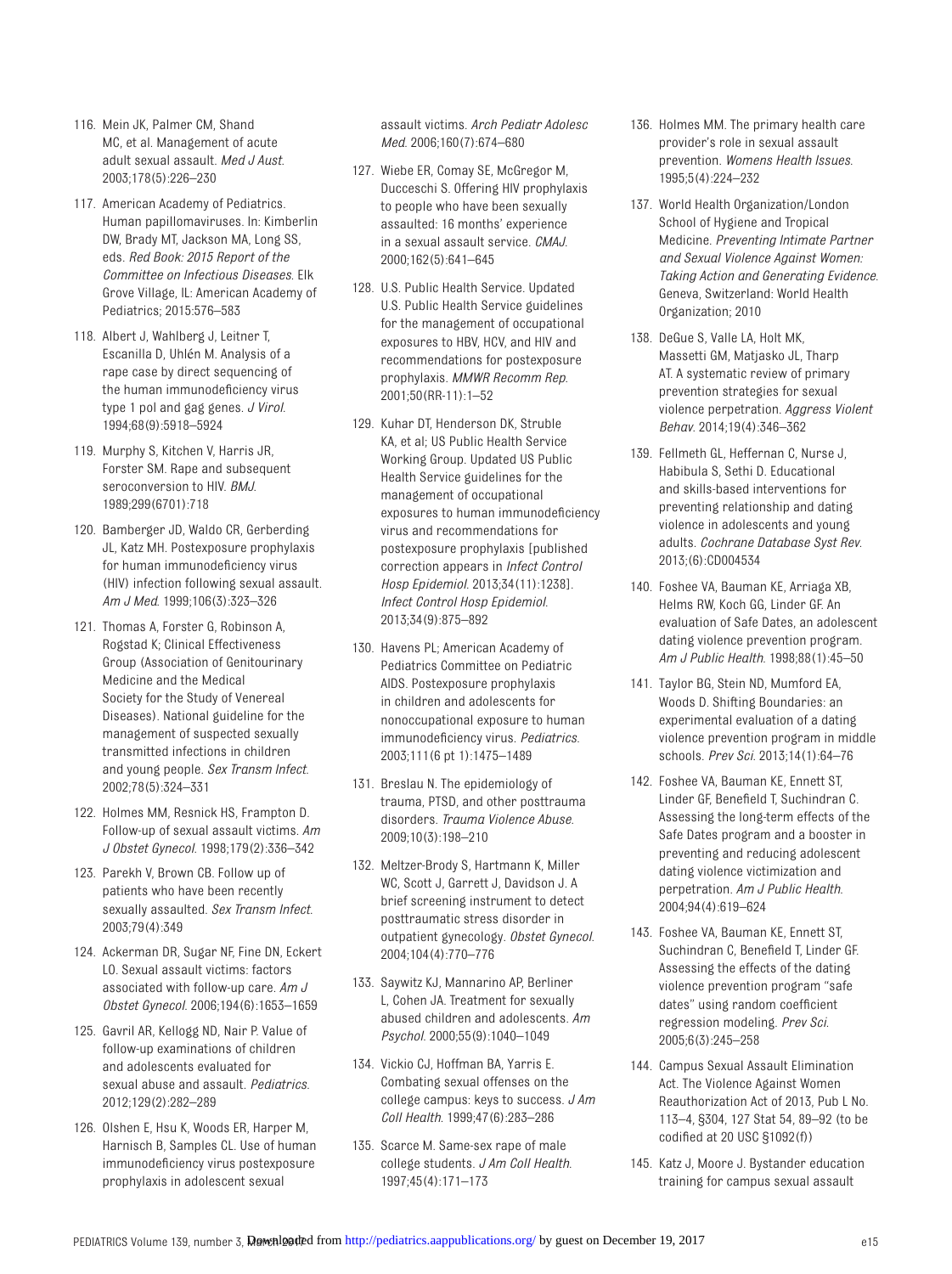116. Mein JK, Palmer CM, Shand MC, et al. Management of acute adult sexual assault. *Med J Aust*. 2003;178(5):226–230

117. American Academy of Pediatrics. Human papillomaviruses. In: Kimberlin DW, Brady MT, Jackson MA, Long SS, eds. *Red Book: 2015 Report of the Committee on Infectious Diseases*. Elk Grove Village, IL: American Academy of Pediatrics; 2015:576–583

118. Albert J, Wahlberg J, Leitner T, Escanilla D, Uhlén M. Analysis of a rape case by direct sequencing of the human immunodeficiency virus type 1 pol and gag genes. *J Virol*. 1994;68(9):5918–5924

119. Murphy S, Kitchen V, Harris JR, Forster SM. Rape and subsequent seroconversion to HIV. *BMJ*. 1989;299(6701):718

120. Bamberger JD, Waldo CR, Gerberding JL, Katz MH. Postexposure prophylaxis for human immunodeficiency virus (HIV) infection following sexual assault. *Am J Med*. 1999;106(3):323–326

121. Thomas A, Forster G, Robinson A, Rogstad K; Clinical Effectiveness Group (Association of Genitourinary Medicine and the Medical Society for the Study of Venereal Diseases). National guideline for the management of suspected sexually transmitted infections in children and young people. *Sex Transm Infect*. 2002;78(5):324–331

122. Holmes MM, Resnick HS, Frampton D. Follow-up of sexual assault victims. *Am J Obstet Gynecol*. 1998;179(2):336–342

123. Parekh V, Brown CB. Follow up of patients who have been recently sexually assaulted. *Sex Transm Infect*. 2003;79(4):349

124. Ackerman DR, Sugar NF, Fine DN, Eckert LO. Sexual assault victims: factors associated with follow-up care. *Am J Obstet Gynecol*. 2006;194(6):1653–1659

125. Gavril AR, Kellogg ND, Nair P. Value of follow-up examinations of children and adolescents evaluated for sexual abuse and assault. *Pediatrics*. 2012;129(2):282–289

126. Olshen E, Hsu K, Woods ER, Harper M, Harnisch B, Samples CL. Use of human immunodeficiency virus postexposure prophylaxis in adolescent sexual assault victims. *Arch Pediatr Adolesc Med*. 2006;160(7):674–680

127. Wiebe ER, Comay SE, McGregor M, Ducceschi S. Offering HIV prophylaxis to people who have been sexually assaulted: 16 months' experience in a sexual assault service. *CMAJ*. 2000;162(5):641–645

128. U.S. Public Health Service. Updated U.S. Public Health Service guidelines for the management of occupational exposures to HBV, HCV, and HIV and recommendations for postexposure prophylaxis. *MMWR Recomm Rep*. 2001;50(RR-11):1–52

129. Kuhar DT, Henderson DK, Struble KA, et al; US Public Health Service Working Group. Updated US Public Health Service guidelines for the management of occupational exposures to human immunodeficiency virus and recommendations for postexposure prophylaxis [published correction appears in *Infect Control Hosp Epidemiol*. 2013;34(11):1238]. *Infect Control Hosp Epidemiol*. 2013;34(9):875–892

130. Havens PL; American Academy of Pediatrics Committee on Pediatric AIDS. Postexposure prophylaxis in children and adolescents for nonoccupational exposure to human immunodeficiency virus. *Pediatrics*. 2003;111(6 pt 1):1475–1489

131. Breslau N. The epidemiology of trauma, PTSD, and other posttrauma disorders. *Trauma Violence Abuse*. 2009;10(3):198–210

132. Meltzer-Brody S, Hartmann K, Miller WC, Scott J, Garrett J, Davidson J. A brief screening instrument to detect posttraumatic stress disorder in outpatient gynecology. *Obstet Gynecol*. 2004;104(4):770–776

133. Saywitz KJ, Mannarino AP, Berliner L, Cohen JA. Treatment for sexually abused children and adolescents. *Am Psychol*. 2000;55(9):1040–1049

134. Vickio CJ, Hoffman BA, Yarris E. Combating sexual offenses on the college campus: keys to success. *J Am Coll Health*. 1999;47(6):283–286

135. Scarce M. Same-sex rape of male college students. *J Am Coll Health*. 1997;45(4):171–173

136. Holmes MM. The primary health care provider's role in sexual assault prevention. *Womens Health Issues*. 1995;5(4):224–232

137. World Health Organization/London School of Hygiene and Tropical Medicine. *Preventing Intimate Partner and Sexual Violence Against Women: Taking Action and Generating Evidence*. Geneva, Switzerland: World Health Organization; 2010

138. DeGue S, Valle LA, Holt MK, Massetti GM, Matjasko JL, Tharp AT. A systematic review of primary prevention strategies for sexual violence perpetration. *Aggress Violent Behav*. 2014;19(4):346–362

139. Fellmeth GL, Heffernan C, Nurse J, Habibula S, Sethi D. Educational and skills-based interventions for preventing relationship and dating violence in adolescents and young adults. *Cochrane Database Syst Rev*. 2013;(6):CD004534

140. Foshee VA, Bauman KE, Arriaga XB, Helms RW, Koch GG, Linder GF. An evaluation of Safe Dates, an adolescent dating violence prevention program. *Am J Public Health*. 1998;88(1):45–50

141. Taylor BG, Stein ND, Mumford EA, Woods D. Shifting Boundaries: an experimental evaluation of a dating violence prevention program in middle schools. *Prev Sci*. 2013;14(1):64–76

142. Foshee VA, Bauman KE, Ennett ST, Linder GF, Benefield T, Suchindran C. Assessing the long-term effects of the Safe Dates program and a booster in preventing and reducing adolescent dating violence victimization and perpetration. *Am J Public Health*. 2004;94(4):619–624

143. Foshee VA, Bauman KE, Ennett ST, Suchindran C, Benefield T, Linder GF. Assessing the effects of the dating violence prevention program "safe dates" using random coefficient regression modeling. *Prev Sci*. 2005;6(3):245–258

144. Campus Sexual Assault Elimination Act. The Violence Against Women Reauthorization Act of 2013, Pub L No. 113–4, §304, 127 Stat 54, 89–92 (to be codified at 20 USC §1092(f))

145. Katz J, Moore J. Bystander education training for campus sexual assault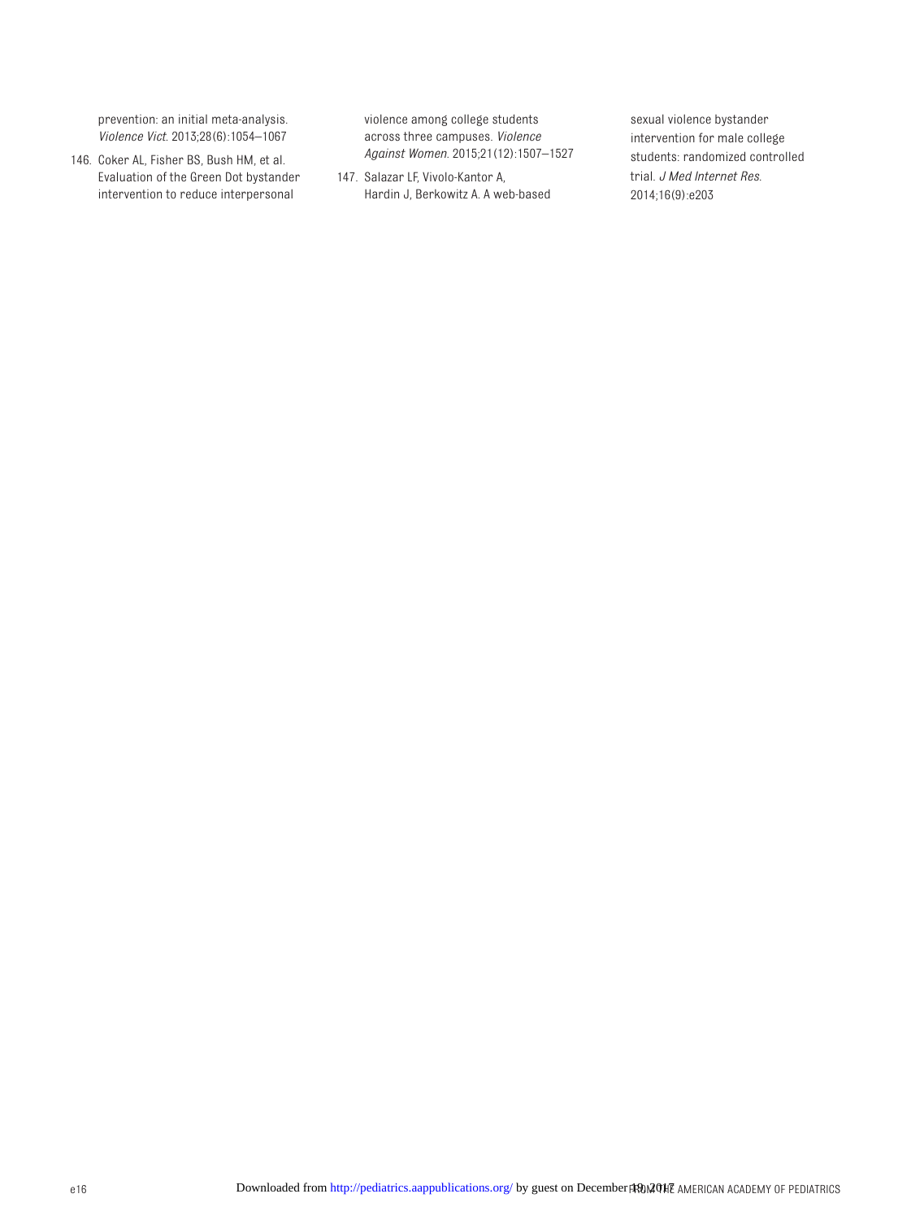prevention: an initial meta-analysis. *Violence Vict*. 2013;28(6):1054–1067

146. Coker AL, Fisher BS, Bush HM, et al. Evaluation of the Green Dot bystander intervention to reduce interpersonal violence among college students across three campuses. *Violence Against Women*. 2015;21(12):1507–1527

147. Salazar LF, Vivolo-Kantor A, Hardin J, Berkowitz A. A web-based sexual violence bystander intervention for male college students: randomized controlled trial. *J Med Internet Res*. 2014;16(9):e203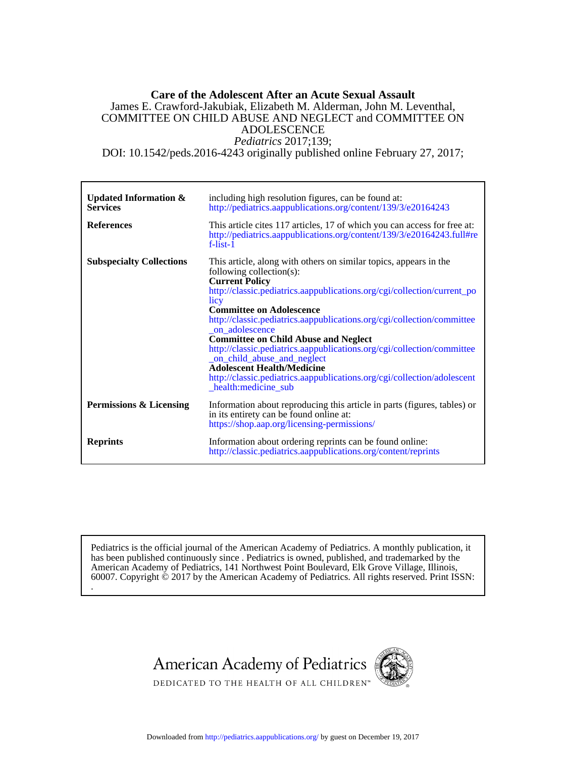# Care of the Adolescent After an Acute Sexual Assault

James E. Crawford-Jakubiak, Elizabeth M. Alderman, John M. Leventhal, COMMITTEE ON CHILD ABUSE AND NEGLECT and COMMITTEE ON ADOLESCENCE

*Pediatrics* 2017;139;

DOI: 10.1542/peds.2016-4243 originally published online February 27, 2017;

| | |
|---|---|
| **Updated Information & Services** | including high resolution figures, can be found at: http://pediatrics.aappublications.org/content/139/3/e20164243 |
| **References** | This article cites 117 articles, 17 of which you can access for free at: http://pediatrics.aappublications.org/content/139/3/e20164243.full#ref-list-1 |
| **Subspecialty Collections** | This article, along with others on similar topics, appears in the following collection(s): **Current Policy** http://classic.pediatrics.aappublications.org/cgi/collection/current_policy **Committee on Adolescence** http://classic.pediatrics.aappublications.org/cgi/collection/committee_on_adolescence **Committee on Child Abuse and Neglect** http://classic.pediatrics.aappublications.org/cgi/collection/committee_on_child_abuse_and_neglect **Adolescent Health/Medicine** http://classic.pediatrics.aappublications.org/cgi/collection/adolescent_health:medicine_sub |
| **Permissions & Licensing** | Information about reproducing this article in parts (figures, tables) or in its entirety can be found online at: https://shop.aap.org/licensing-permissions/ |
| **Reprints** | Information about ordering reprints can be found online: http://classic.pediatrics.aappublications.org/content/reprints |

Pediatrics is the official journal of the American Academy of Pediatrics. A monthly publication, it has been published continuously since . Pediatrics is owned, published, and trademarked by the American Academy of Pediatrics, 141 Northwest Point Boulevard, Elk Grove Village, Illinois, 60007. Copyright © 2017 by the American Academy of Pediatrics. All rights reserved. Print ISSN: .

American Academy of Pediatrics

DEDICATED TO THE HEALTH OF ALL CHILDREN™

Downloaded from http://pediatrics.aappublications.org/ by guest on December 19, 2017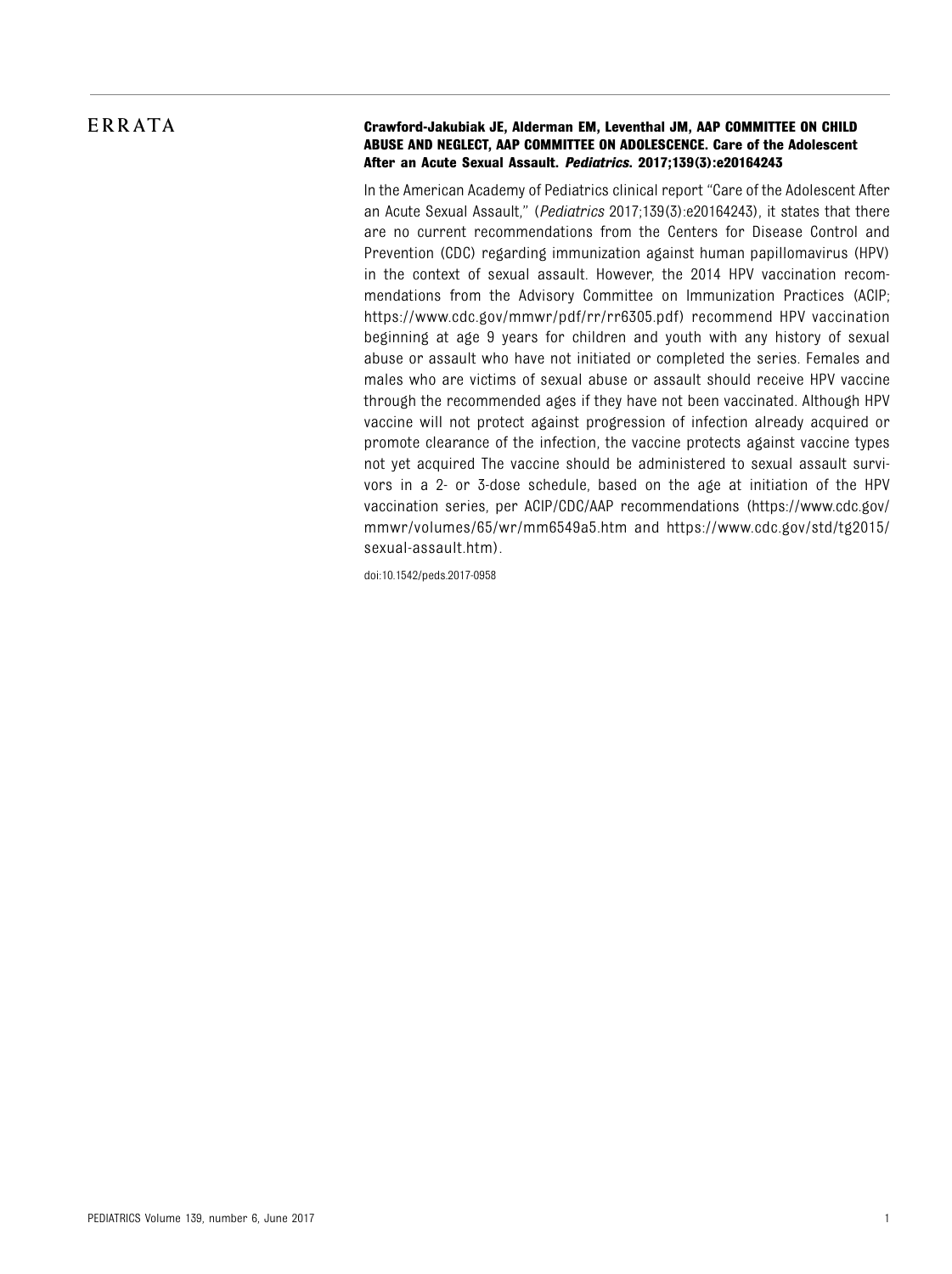# ERRATA

**Crawford-Jakubiak JE, Alderman EM, Leventhal JM, AAP COMMITTEE ON CHILD ABUSE AND NEGLECT, AAP COMMITTEE ON ADOLESCENCE. Care of the Adolescent After an Acute Sexual Assault. *Pediatrics*. 2017;139(3):e20164243**

In the American Academy of Pediatrics clinical report "Care of the Adolescent After an Acute Sexual Assault," (*Pediatrics* 2017;139(3):e20164243), it states that there are no current recommendations from the Centers for Disease Control and Prevention (CDC) regarding immunization against human papillomavirus (HPV) in the context of sexual assault. However, the 2014 HPV vaccination recommendations from the Advisory Committee on Immunization Practices (ACIP; https://www.cdc.gov/mmwr/pdf/rr/rr6305.pdf) recommend HPV vaccination beginning at age 9 years for children and youth with any history of sexual abuse or assault who have not initiated or completed the series. Females and males who are victims of sexual abuse or assault should receive HPV vaccine through the recommended ages if they have not been vaccinated. Although HPV vaccine will not protect against progression of infection already acquired or promote clearance of the infection, the vaccine protects against vaccine types not yet acquired The vaccine should be administered to sexual assault survivors in a 2- or 3-dose schedule, based on the age at initiation of the HPV vaccination series, per ACIP/CDC/AAP recommendations (https://www.cdc.gov/mmwr/volumes/65/wr/mm6549a5.htm and https://www.cdc.gov/std/tg2015/sexual-assault.htm).

doi:10.1542/peds.2017-0958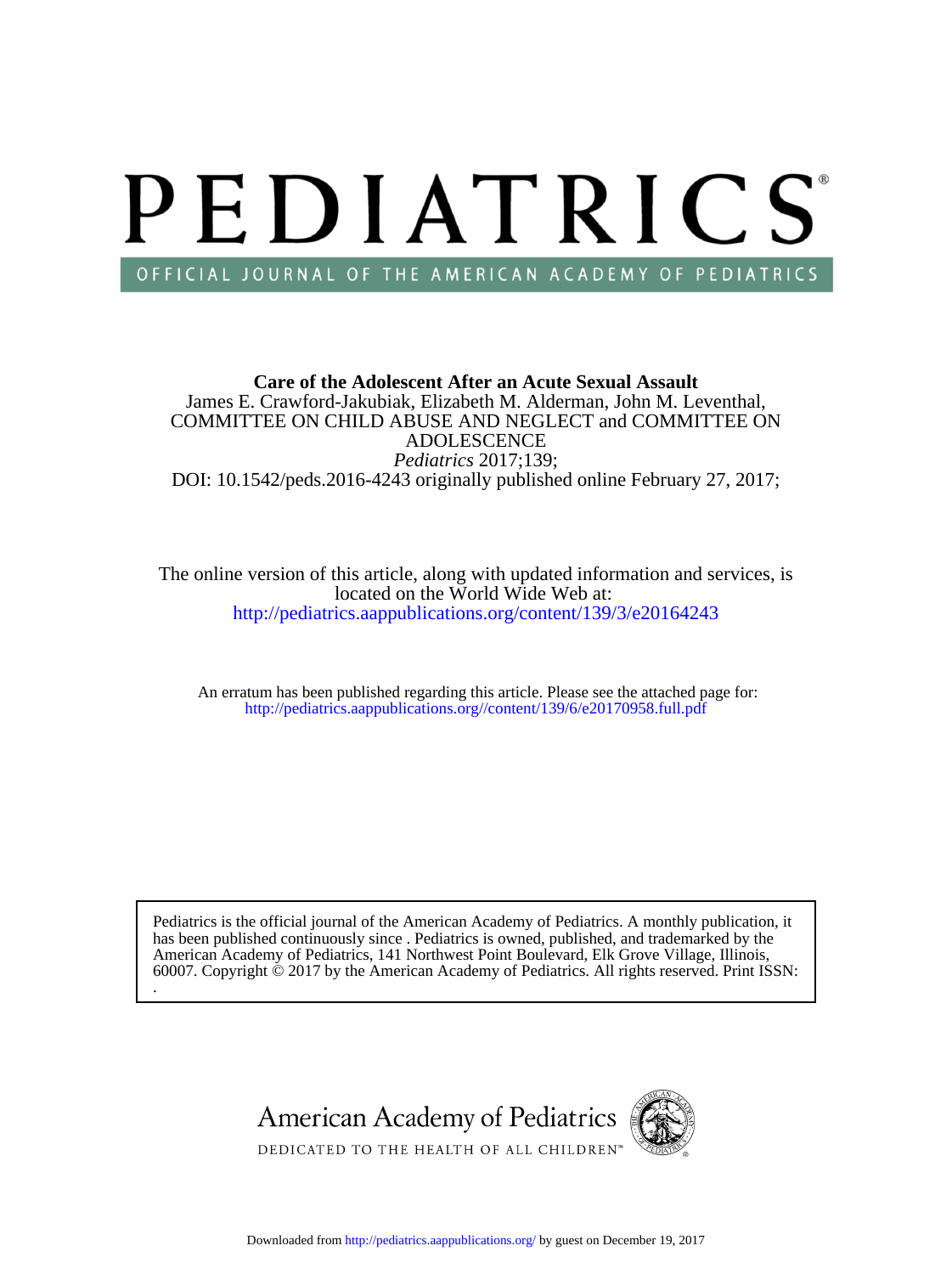# PEDIATRICS

OFFICIAL JOURNAL OF THE AMERICAN ACADEMY OF PEDIATRICS

**Care of the Adolescent After an Acute Sexual Assault**

James E. Crawford-Jakubiak, Elizabeth M. Alderman, John M. Leventhal, COMMITTEE ON CHILD ABUSE AND NEGLECT and COMMITTEE ON ADOLESCENCE

*Pediatrics* 2017;139;

DOI: 10.1542/peds.2016-4243 originally published online February 27, 2017;

The online version of this article, along with updated information and services, is located on the World Wide Web at:

http://pediatrics.aappublications.org/content/139/3/e20164243

An erratum has been published regarding this article. Please see the attached page for:

http://pediatrics.aappublications.org//content/139/6/e20170958.full.pdf

Pediatrics is the official journal of the American Academy of Pediatrics. A monthly publication, it has been published continuously since . Pediatrics is owned, published, and trademarked by the American Academy of Pediatrics, 141 Northwest Point Boulevard, Elk Grove Village, Illinois, 60007. Copyright © 2017 by the American Academy of Pediatrics. All rights reserved. Print ISSN: .

American Academy of Pediatrics

DEDICATED TO THE HEALTH OF ALL CHILDREN™

Downloaded from http://pediatrics.aappublications.org/ by guest on December 19, 2017